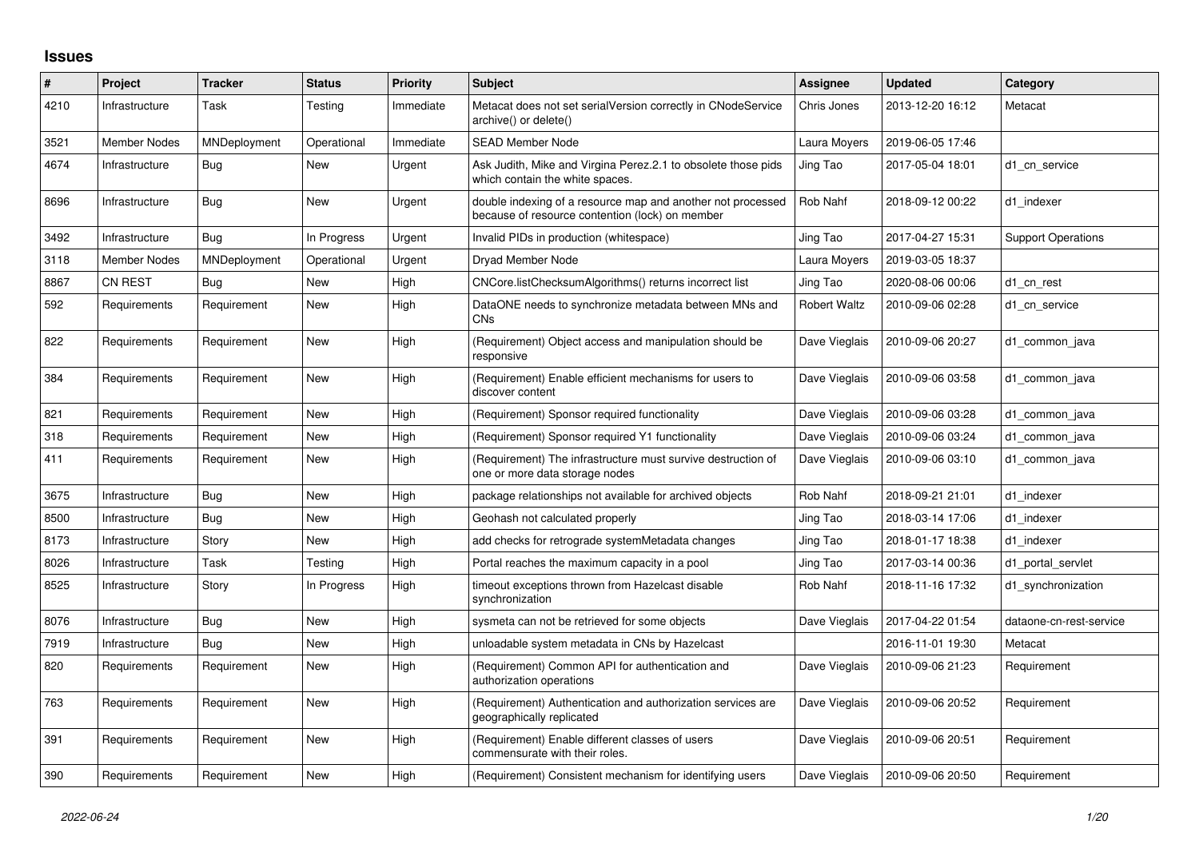## Issues

| # | Project | Tracker | Status | Priority | Subject | Assignee | Updated | Category |
|---|---|---|---|---|---|---|---|---|
| 4210 | Infrastructure | Task | Testing | Immediate | Metacat does not set serialVersion correctly in CNodeService archive() or delete() | Chris Jones | 2013-12-20 16:12 | Metacat |
| 3521 | Member Nodes | MNDeployment | Operational | Immediate | SEAD Member Node | Laura Moyers | 2019-06-05 17:46 | |
| 4674 | Infrastructure | Bug | New | Urgent | Ask Judith, Mike and Virgina Perez.2.1 to obsolete those pids which contain the white spaces. | Jing Tao | 2017-05-04 18:01 | d1_cn_service |
| 8696 | Infrastructure | Bug | New | Urgent | double indexing of a resource map and another not processed because of resource contention (lock) on member | Rob Nahf | 2018-09-12 00:22 | d1_indexer |
| 3492 | Infrastructure | Bug | In Progress | Urgent | Invalid PIDs in production (whitespace) | Jing Tao | 2017-04-27 15:31 | Support Operations |
| 3118 | Member Nodes | MNDeployment | Operational | Urgent | Dryad Member Node | Laura Moyers | 2019-03-05 18:37 | |
| 8867 | CN REST | Bug | New | High | CNCore.listChecksumAlgorithms() returns incorrect list | Jing Tao | 2020-08-06 00:06 | d1_cn_rest |
| 592 | Requirements | Requirement | New | High | DataONE needs to synchronize metadata between MNs and CNs | Robert Waltz | 2010-09-06 02:28 | d1_cn_service |
| 822 | Requirements | Requirement | New | High | (Requirement) Object access and manipulation should be responsive | Dave Vieglais | 2010-09-06 20:27 | d1_common_java |
| 384 | Requirements | Requirement | New | High | (Requirement) Enable efficient mechanisms for users to discover content | Dave Vieglais | 2010-09-06 03:58 | d1_common_java |
| 821 | Requirements | Requirement | New | High | (Requirement) Sponsor required functionality | Dave Vieglais | 2010-09-06 03:28 | d1_common_java |
| 318 | Requirements | Requirement | New | High | (Requirement) Sponsor required Y1 functionality | Dave Vieglais | 2010-09-06 03:24 | d1_common_java |
| 411 | Requirements | Requirement | New | High | (Requirement) The infrastructure must survive destruction of one or more data storage nodes | Dave Vieglais | 2010-09-06 03:10 | d1_common_java |
| 3675 | Infrastructure | Bug | New | High | package relationships not available for archived objects | Rob Nahf | 2018-09-21 21:01 | d1_indexer |
| 8500 | Infrastructure | Bug | New | High | Geohash not calculated properly | Jing Tao | 2018-03-14 17:06 | d1_indexer |
| 8173 | Infrastructure | Story | New | High | add checks for retrograde systemMetadata changes | Jing Tao | 2018-01-17 18:38 | d1_indexer |
| 8026 | Infrastructure | Task | Testing | High | Portal reaches the maximum capacity in a pool | Jing Tao | 2017-03-14 00:36 | d1_portal_servlet |
| 8525 | Infrastructure | Story | In Progress | High | timeout exceptions thrown from Hazelcast disable synchronization | Rob Nahf | 2018-11-16 17:32 | d1_synchronization |
| 8076 | Infrastructure | Bug | New | High | sysmeta can not be retrieved for some objects | Dave Vieglais | 2017-04-22 01:54 | dataone-cn-rest-service |
| 7919 | Infrastructure | Bug | New | High | unloadable system metadata in CNs by Hazelcast | | 2016-11-01 19:30 | Metacat |
| 820 | Requirements | Requirement | New | High | (Requirement) Common API for authentication and authorization operations | Dave Vieglais | 2010-09-06 21:23 | Requirement |
| 763 | Requirements | Requirement | New | High | (Requirement) Authentication and authorization services are geographically replicated | Dave Vieglais | 2010-09-06 20:52 | Requirement |
| 391 | Requirements | Requirement | New | High | (Requirement) Enable different classes of users commensurate with their roles. | Dave Vieglais | 2010-09-06 20:51 | Requirement |
| 390 | Requirements | Requirement | New | High | (Requirement) Consistent mechanism for identifying users | Dave Vieglais | 2010-09-06 20:50 | Requirement |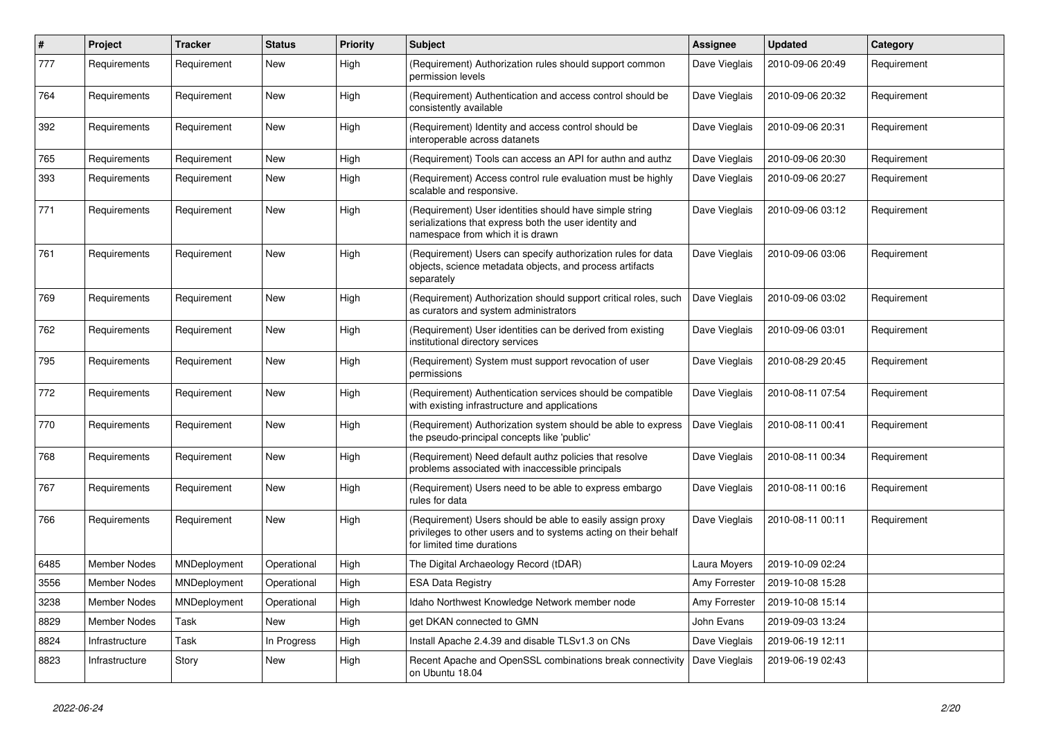| # | Project | Tracker | Status | Priority | Subject | Assignee | Updated | Category |
|---|---|---|---|---|---|---|---|---|
| 777 | Requirements | Requirement | New | High | (Requirement) Authorization rules should support common permission levels | Dave Vieglais | 2010-09-06 20:49 | Requirement |
| 764 | Requirements | Requirement | New | High | (Requirement) Authentication and access control should be consistently available | Dave Vieglais | 2010-09-06 20:32 | Requirement |
| 392 | Requirements | Requirement | New | High | (Requirement) Identity and access control should be interoperable across datanets | Dave Vieglais | 2010-09-06 20:31 | Requirement |
| 765 | Requirements | Requirement | New | High | (Requirement) Tools can access an API for authn and authz | Dave Vieglais | 2010-09-06 20:30 | Requirement |
| 393 | Requirements | Requirement | New | High | (Requirement) Access control rule evaluation must be highly scalable and responsive. | Dave Vieglais | 2010-09-06 20:27 | Requirement |
| 771 | Requirements | Requirement | New | High | (Requirement) User identities should have simple string serializations that express both the user identity and namespace from which it is drawn | Dave Vieglais | 2010-09-06 03:12 | Requirement |
| 761 | Requirements | Requirement | New | High | (Requirement) Users can specify authorization rules for data objects, science metadata objects, and process artifacts separately | Dave Vieglais | 2010-09-06 03:06 | Requirement |
| 769 | Requirements | Requirement | New | High | (Requirement) Authorization should support critical roles, such as curators and system administrators | Dave Vieglais | 2010-09-06 03:02 | Requirement |
| 762 | Requirements | Requirement | New | High | (Requirement) User identities can be derived from existing institutional directory services | Dave Vieglais | 2010-09-06 03:01 | Requirement |
| 795 | Requirements | Requirement | New | High | (Requirement) System must support revocation of user permissions | Dave Vieglais | 2010-08-29 20:45 | Requirement |
| 772 | Requirements | Requirement | New | High | (Requirement) Authentication services should be compatible with existing infrastructure and applications | Dave Vieglais | 2010-08-11 07:54 | Requirement |
| 770 | Requirements | Requirement | New | High | (Requirement) Authorization system should be able to express the pseudo-principal concepts like 'public' | Dave Vieglais | 2010-08-11 00:41 | Requirement |
| 768 | Requirements | Requirement | New | High | (Requirement) Need default authz policies that resolve problems associated with inaccessible principals | Dave Vieglais | 2010-08-11 00:34 | Requirement |
| 767 | Requirements | Requirement | New | High | (Requirement) Users need to be able to express embargo rules for data | Dave Vieglais | 2010-08-11 00:16 | Requirement |
| 766 | Requirements | Requirement | New | High | (Requirement) Users should be able to easily assign proxy privileges to other users and to systems acting on their behalf for limited time durations | Dave Vieglais | 2010-08-11 00:11 | Requirement |
| 6485 | Member Nodes | MNDeployment | Operational | High | The Digital Archaeology Record (tDAR) | Laura Moyers | 2019-10-09 02:24 | |
| 3556 | Member Nodes | MNDeployment | Operational | High | ESA Data Registry | Amy Forrester | 2019-10-08 15:28 | |
| 3238 | Member Nodes | MNDeployment | Operational | High | Idaho Northwest Knowledge Network member node | Amy Forrester | 2019-10-08 15:14 | |
| 8829 | Member Nodes | Task | New | High | get DKAN connected to GMN | John Evans | 2019-09-03 13:24 | |
| 8824 | Infrastructure | Task | In Progress | High | Install Apache 2.4.39 and disable TLSv1.3 on CNs | Dave Vieglais | 2019-06-19 12:11 | |
| 8823 | Infrastructure | Story | New | High | Recent Apache and OpenSSL combinations break connectivity on Ubuntu 18.04 | Dave Vieglais | 2019-06-19 02:43 | |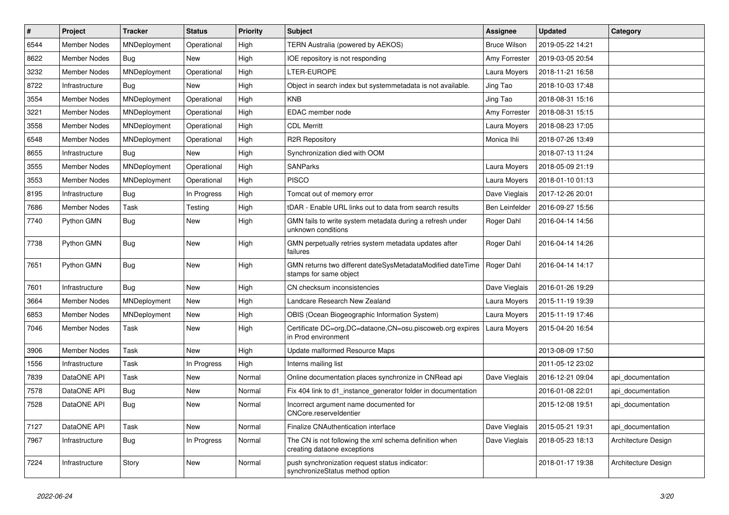| # | Project | Tracker | Status | Priority | Subject | Assignee | Updated | Category |
|---|---|---|---|---|---|---|---|---|
| 6544 | Member Nodes | MNDeployment | Operational | High | TERN Australia (powered by AEKOS) | Bruce Wilson | 2019-05-22 14:21 | |
| 8622 | Member Nodes | Bug | New | High | IOE repository is not responding | Amy Forrester | 2019-03-05 20:54 | |
| 3232 | Member Nodes | MNDeployment | Operational | High | LTER-EUROPE | Laura Moyers | 2018-11-21 16:58 | |
| 8722 | Infrastructure | Bug | New | High | Object in search index but systemmetadata is not available. | Jing Tao | 2018-10-03 17:48 | |
| 3554 | Member Nodes | MNDeployment | Operational | High | KNB | Jing Tao | 2018-08-31 15:16 | |
| 3221 | Member Nodes | MNDeployment | Operational | High | EDAC member node | Amy Forrester | 2018-08-31 15:15 | |
| 3558 | Member Nodes | MNDeployment | Operational | High | CDL Merritt | Laura Moyers | 2018-08-23 17:05 | |
| 6548 | Member Nodes | MNDeployment | Operational | High | R2R Repository | Monica Ihli | 2018-07-26 13:49 | |
| 8655 | Infrastructure | Bug | New | High | Synchronization died with OOM | | 2018-07-13 11:24 | |
| 3555 | Member Nodes | MNDeployment | Operational | High | SANParks | Laura Moyers | 2018-05-09 21:19 | |
| 3553 | Member Nodes | MNDeployment | Operational | High | PISCO | Laura Moyers | 2018-01-10 01:13 | |
| 8195 | Infrastructure | Bug | In Progress | High | Tomcat out of memory error | Dave Vieglais | 2017-12-26 20:01 | |
| 7686 | Member Nodes | Task | Testing | High | tDAR - Enable URL links out to data from search results | Ben Leinfelder | 2016-09-27 15:56 | |
| 7740 | Python GMN | Bug | New | High | GMN fails to write system metadata during a refresh under unknown conditions | Roger Dahl | 2016-04-14 14:56 | |
| 7738 | Python GMN | Bug | New | High | GMN perpetually retries system metadata updates after failures | Roger Dahl | 2016-04-14 14:26 | |
| 7651 | Python GMN | Bug | New | High | GMN returns two different dateSysMetadataModified dateTime stamps for same object | Roger Dahl | 2016-04-14 14:17 | |
| 7601 | Infrastructure | Bug | New | High | CN checksum inconsistencies | Dave Vieglais | 2016-01-26 19:29 | |
| 3664 | Member Nodes | MNDeployment | New | High | Landcare Research New Zealand | Laura Moyers | 2015-11-19 19:39 | |
| 6853 | Member Nodes | MNDeployment | New | High | OBIS (Ocean Biogeographic Information System) | Laura Moyers | 2015-11-19 17:46 | |
| 7046 | Member Nodes | Task | New | High | Certificate DC=org,DC=dataone,CN=osu.piscoweb.org expires in Prod environment | Laura Moyers | 2015-04-20 16:54 | |
| 3906 | Member Nodes | Task | New | High | Update malformed Resource Maps | | 2013-08-09 17:50 | |
| 1556 | Infrastructure | Task | In Progress | High | Interns mailing list | | 2011-05-12 23:02 | |
| 7839 | DataONE API | Task | New | Normal | Online documentation places synchronize in CNRead api | Dave Vieglais | 2016-12-21 09:04 | api_documentation |
| 7578 | DataONE API | Bug | New | Normal | Fix 404 link to d1_instance_generator folder in documentation | | 2016-01-08 22:01 | api_documentation |
| 7528 | DataONE API | Bug | New | Normal | Incorrect argument name documented for CNCore.reserveIdentier | | 2015-12-08 19:51 | api_documentation |
| 7127 | DataONE API | Task | New | Normal | Finalize CNAuthentication interface | Dave Vieglais | 2015-05-21 19:31 | api_documentation |
| 7967 | Infrastructure | Bug | In Progress | Normal | The CN is not following the xml schema definition when creating dataone exceptions | Dave Vieglais | 2018-05-23 18:13 | Architecture Design |
| 7224 | Infrastructure | Story | New | Normal | push synchronization request status indicator: synchronizeStatus method option | | 2018-01-17 19:38 | Architecture Design |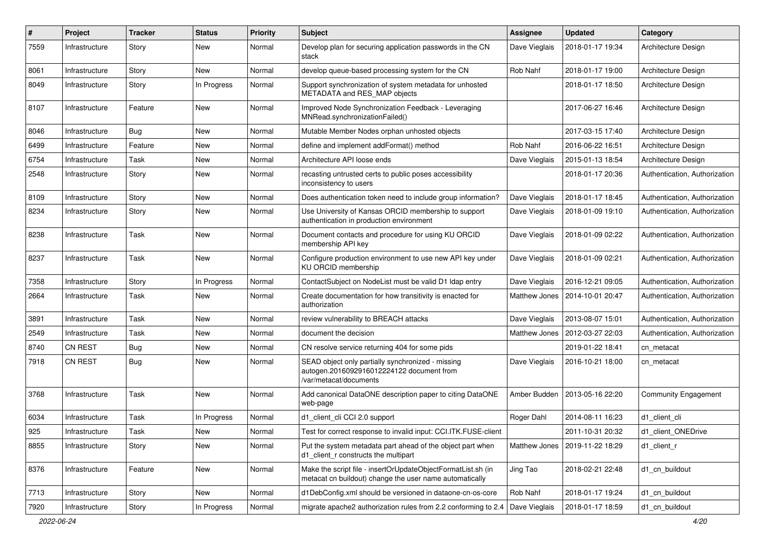| # | Project | Tracker | Status | Priority | Subject | Assignee | Updated | Category |
|---|---|---|---|---|---|---|---|---|
| 7559 | Infrastructure | Story | New | Normal | Develop plan for securing application passwords in the CN stack | Dave Vieglais | 2018-01-17 19:34 | Architecture Design |
| 8061 | Infrastructure | Story | New | Normal | develop queue-based processing system for the CN | Rob Nahf | 2018-01-17 19:00 | Architecture Design |
| 8049 | Infrastructure | Story | In Progress | Normal | Support synchronization of system metadata for unhosted METADATA and RES_MAP objects | | 2018-01-17 18:50 | Architecture Design |
| 8107 | Infrastructure | Feature | New | Normal | Improved Node Synchronization Feedback - Leveraging MNRead.synchronizationFailed() | | 2017-06-27 16:46 | Architecture Design |
| 8046 | Infrastructure | Bug | New | Normal | Mutable Member Nodes orphan unhosted objects | | 2017-03-15 17:40 | Architecture Design |
| 6499 | Infrastructure | Feature | New | Normal | define and implement addFormat() method | Rob Nahf | 2016-06-22 16:51 | Architecture Design |
| 6754 | Infrastructure | Task | New | Normal | Architecture API loose ends | Dave Vieglais | 2015-01-13 18:54 | Architecture Design |
| 2548 | Infrastructure | Story | New | Normal | recasting untrusted certs to public poses accessibility inconsistency to users | | 2018-01-17 20:36 | Authentication, Authorization |
| 8109 | Infrastructure | Story | New | Normal | Does authentication token need to include group information? | Dave Vieglais | 2018-01-17 18:45 | Authentication, Authorization |
| 8234 | Infrastructure | Story | New | Normal | Use University of Kansas ORCID membership to support authentication in production environment | Dave Vieglais | 2018-01-09 19:10 | Authentication, Authorization |
| 8238 | Infrastructure | Task | New | Normal | Document contacts and procedure for using KU ORCID membership API key | Dave Vieglais | 2018-01-09 02:22 | Authentication, Authorization |
| 8237 | Infrastructure | Task | New | Normal | Configure production environment to use new API key under KU ORCID membership | Dave Vieglais | 2018-01-09 02:21 | Authentication, Authorization |
| 7358 | Infrastructure | Story | In Progress | Normal | ContactSubject on NodeList must be valid D1 ldap entry | Dave Vieglais | 2016-12-21 09:05 | Authentication, Authorization |
| 2664 | Infrastructure | Task | New | Normal | Create documentation for how transitivity is enacted for authorization | Matthew Jones | 2014-10-01 20:47 | Authentication, Authorization |
| 3891 | Infrastructure | Task | New | Normal | review vulnerability to BREACH attacks | Dave Vieglais | 2013-08-07 15:01 | Authentication, Authorization |
| 2549 | Infrastructure | Task | New | Normal | document the decision | Matthew Jones | 2012-03-27 22:03 | Authentication, Authorization |
| 8740 | CN REST | Bug | New | Normal | CN resolve service returning 404 for some pids | | 2019-01-22 18:41 | cn_metacat |
| 7918 | CN REST | Bug | New | Normal | SEAD object only partially synchronized - missing autogen.2016092916012224122 document from /var/metacat/documents | Dave Vieglais | 2016-10-21 18:00 | cn_metacat |
| 3768 | Infrastructure | Task | New | Normal | Add canonical DataONE description paper to citing DataONE web-page | Amber Budden | 2013-05-16 22:20 | Community Engagement |
| 6034 | Infrastructure | Task | In Progress | Normal | d1_client_cli CCI 2.0 support | Roger Dahl | 2014-08-11 16:23 | d1_client_cli |
| 925 | Infrastructure | Task | New | Normal | Test for correct response to invalid input: CCI.ITK.FUSE-client | | 2011-10-31 20:32 | d1_client_ONEDrive |
| 8855 | Infrastructure | Story | New | Normal | Put the system metadata part ahead of the object part when d1_client_r constructs the multipart | Matthew Jones | 2019-11-22 18:29 | d1_client_r |
| 8376 | Infrastructure | Feature | New | Normal | Make the script file - insertOrUpdateObjectFormatList.sh (in metacat cn buildout) change the user name automatically | Jing Tao | 2018-02-21 22:48 | d1_cn_buildout |
| 7713 | Infrastructure | Story | New | Normal | d1DebConfig.xml should be versioned in dataone-cn-os-core | Rob Nahf | 2018-01-17 19:24 | d1_cn_buildout |
| 7920 | Infrastructure | Story | In Progress | Normal | migrate apache2 authorization rules from 2.2 conforming to 2.4 | Dave Vieglais | 2018-01-17 18:59 | d1_cn_buildout |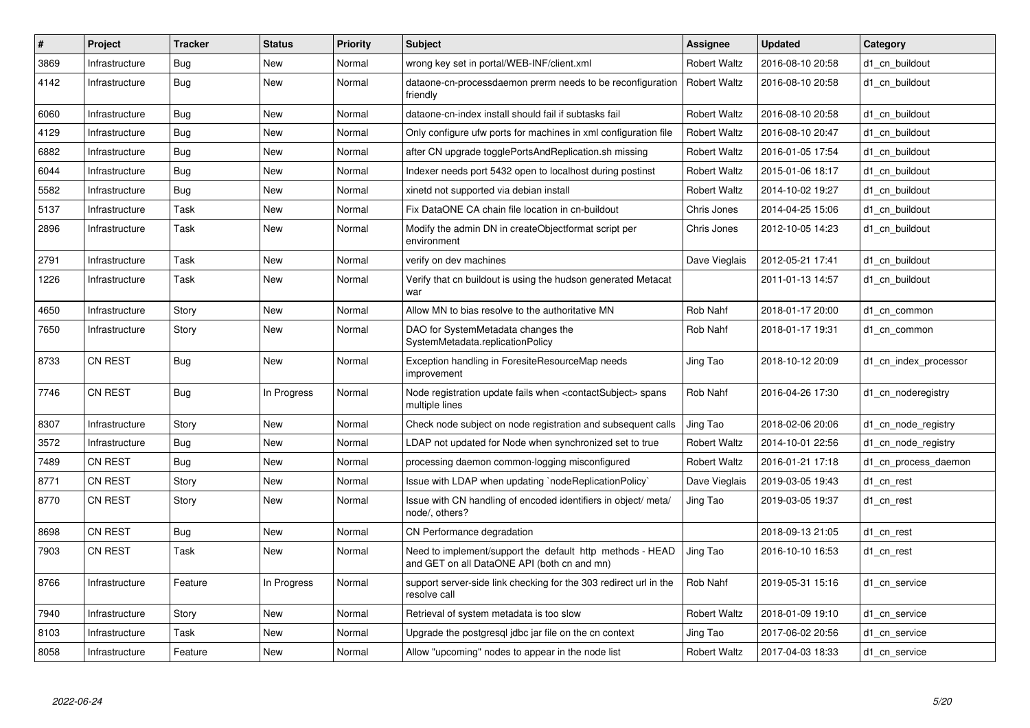| # | Project | Tracker | Status | Priority | Subject | Assignee | Updated | Category |
|---|---|---|---|---|---|---|---|---|
| 3869 | Infrastructure | Bug | New | Normal | wrong key set in portal/WEB-INF/client.xml | Robert Waltz | 2016-08-10 20:58 | d1_cn_buildout |
| 4142 | Infrastructure | Bug | New | Normal | dataone-cn-processdaemon prerm needs to be reconfiguration friendly | Robert Waltz | 2016-08-10 20:58 | d1_cn_buildout |
| 6060 | Infrastructure | Bug | New | Normal | dataone-cn-index install should fail if subtasks fail | Robert Waltz | 2016-08-10 20:58 | d1_cn_buildout |
| 4129 | Infrastructure | Bug | New | Normal | Only configure ufw ports for machines in xml configuration file | Robert Waltz | 2016-08-10 20:47 | d1_cn_buildout |
| 6882 | Infrastructure | Bug | New | Normal | after CN upgrade togglePortsAndReplication.sh missing | Robert Waltz | 2016-01-05 17:54 | d1_cn_buildout |
| 6044 | Infrastructure | Bug | New | Normal | Indexer needs port 5432 open to localhost during postinst | Robert Waltz | 2015-01-06 18:17 | d1_cn_buildout |
| 5582 | Infrastructure | Bug | New | Normal | xinetd not supported via debian install | Robert Waltz | 2014-10-02 19:27 | d1_cn_buildout |
| 5137 | Infrastructure | Task | New | Normal | Fix DataONE CA chain file location in cn-buildout | Chris Jones | 2014-04-25 15:06 | d1_cn_buildout |
| 2896 | Infrastructure | Task | New | Normal | Modify the admin DN in createObjectformat script per environment | Chris Jones | 2012-10-05 14:23 | d1_cn_buildout |
| 2791 | Infrastructure | Task | New | Normal | verify on dev machines | Dave Vieglais | 2012-05-21 17:41 | d1_cn_buildout |
| 1226 | Infrastructure | Task | New | Normal | Verify that cn buildout is using the hudson generated Metacat war | | 2011-01-13 14:57 | d1_cn_buildout |
| 4650 | Infrastructure | Story | New | Normal | Allow MN to bias resolve to the authoritative MN | Rob Nahf | 2018-01-17 20:00 | d1_cn_common |
| 7650 | Infrastructure | Story | New | Normal | DAO for SystemMetadata changes the SystemMetadata.replicationPolicy | Rob Nahf | 2018-01-17 19:31 | d1_cn_common |
| 8733 | CN REST | Bug | New | Normal | Exception handling in ForesiteResourceMap needs improvement | Jing Tao | 2018-10-12 20:09 | d1_cn_index_processor |
| 7746 | CN REST | Bug | In Progress | Normal | Node registration update fails when <contactSubject> spans multiple lines | Rob Nahf | 2016-04-26 17:30 | d1_cn_noderegistry |
| 8307 | Infrastructure | Story | New | Normal | Check node subject on node registration and subsequent calls | Jing Tao | 2018-02-06 20:06 | d1_cn_node_registry |
| 3572 | Infrastructure | Bug | New | Normal | LDAP not updated for Node when synchronized set to true | Robert Waltz | 2014-10-01 22:56 | d1_cn_node_registry |
| 7489 | CN REST | Bug | New | Normal | processing daemon common-logging misconfigured | Robert Waltz | 2016-01-21 17:18 | d1_cn_process_daemon |
| 8771 | CN REST | Story | New | Normal | Issue with LDAP when updating `nodeReplicationPolicy` | Dave Vieglais | 2019-03-05 19:43 | d1_cn_rest |
| 8770 | CN REST | Story | New | Normal | Issue with CN handling of encoded identifiers in object/ meta/ node/, others? | Jing Tao | 2019-03-05 19:37 | d1_cn_rest |
| 8698 | CN REST | Bug | New | Normal | CN Performance degradation | | 2018-09-13 21:05 | d1_cn_rest |
| 7903 | CN REST | Task | New | Normal | Need to implement/support the default http methods - HEAD and GET on all DataONE API (both cn and mn) | Jing Tao | 2016-10-10 16:53 | d1_cn_rest |
| 8766 | Infrastructure | Feature | In Progress | Normal | support server-side link checking for the 303 redirect url in the resolve call | Rob Nahf | 2019-05-31 15:16 | d1_cn_service |
| 7940 | Infrastructure | Story | New | Normal | Retrieval of system metadata is too slow | Robert Waltz | 2018-01-09 19:10 | d1_cn_service |
| 8103 | Infrastructure | Task | New | Normal | Upgrade the postgresql jdbc jar file on the cn context | Jing Tao | 2017-06-02 20:56 | d1_cn_service |
| 8058 | Infrastructure | Feature | New | Normal | Allow "upcoming" nodes to appear in the node list | Robert Waltz | 2017-04-03 18:33 | d1_cn_service |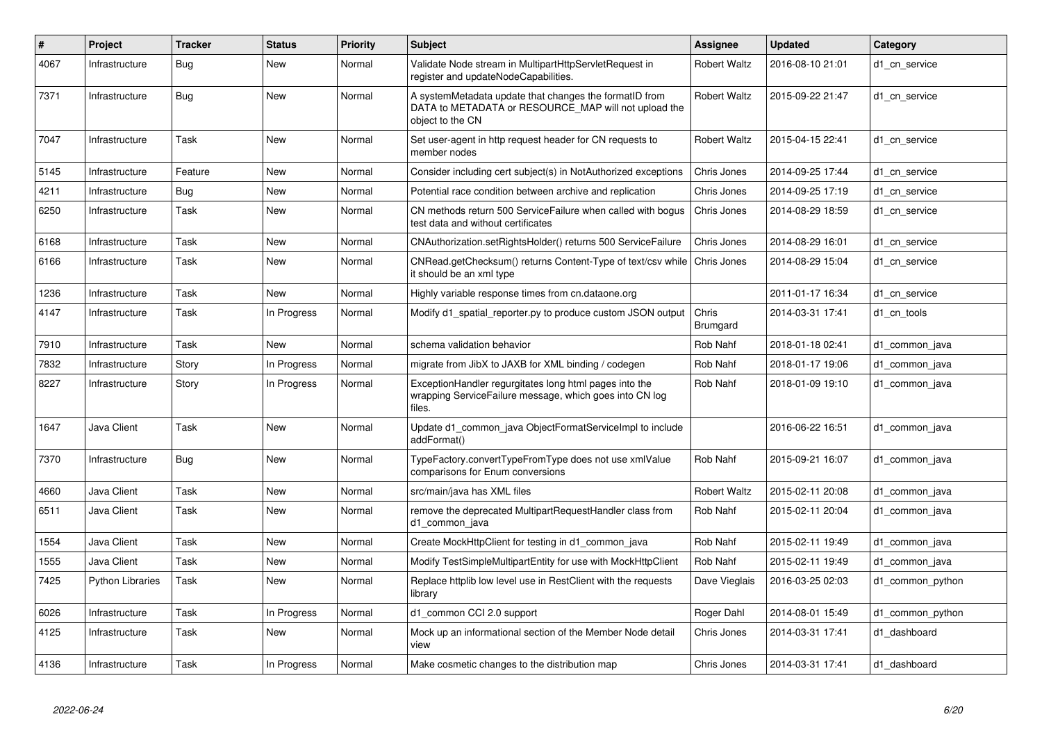| # | Project | Tracker | Status | Priority | Subject | Assignee | Updated | Category |
|---|---|---|---|---|---|---|---|---|
| 4067 | Infrastructure | Bug | New | Normal | Validate Node stream in MultipartHttpServletRequest in register and updateNodeCapabilities. | Robert Waltz | 2016-08-10 21:01 | d1_cn_service |
| 7371 | Infrastructure | Bug | New | Normal | A systemMetadata update that changes the formatID from DATA to METADATA or RESOURCE_MAP will not upload the object to the CN | Robert Waltz | 2015-09-22 21:47 | d1_cn_service |
| 7047 | Infrastructure | Task | New | Normal | Set user-agent in http request header for CN requests to member nodes | Robert Waltz | 2015-04-15 22:41 | d1_cn_service |
| 5145 | Infrastructure | Feature | New | Normal | Consider including cert subject(s) in NotAuthorized exceptions | Chris Jones | 2014-09-25 17:44 | d1_cn_service |
| 4211 | Infrastructure | Bug | New | Normal | Potential race condition between archive and replication | Chris Jones | 2014-09-25 17:19 | d1_cn_service |
| 6250 | Infrastructure | Task | New | Normal | CN methods return 500 ServiceFailure when called with bogus test data and without certificates | Chris Jones | 2014-08-29 18:59 | d1_cn_service |
| 6168 | Infrastructure | Task | New | Normal | CNAuthorization.setRightsHolder() returns 500 ServiceFailure | Chris Jones | 2014-08-29 16:01 | d1_cn_service |
| 6166 | Infrastructure | Task | New | Normal | CNRead.getChecksum() returns Content-Type of text/csv while it should be an xml type | Chris Jones | 2014-08-29 15:04 | d1_cn_service |
| 1236 | Infrastructure | Task | New | Normal | Highly variable response times from cn.dataone.org | | 2011-01-17 16:34 | d1_cn_service |
| 4147 | Infrastructure | Task | In Progress | Normal | Modify d1_spatial_reporter.py to produce custom JSON output | Chris Brumgard | 2014-03-31 17:41 | d1_cn_tools |
| 7910 | Infrastructure | Task | New | Normal | schema validation behavior | Rob Nahf | 2018-01-18 02:41 | d1_common_java |
| 7832 | Infrastructure | Story | In Progress | Normal | migrate from JibX to JAXB for XML binding / codegen | Rob Nahf | 2018-01-17 19:06 | d1_common_java |
| 8227 | Infrastructure | Story | In Progress | Normal | ExceptionHandler regurgitates long html pages into the wrapping ServiceFailure message, which goes into CN log files. | Rob Nahf | 2018-01-09 19:10 | d1_common_java |
| 1647 | Java Client | Task | New | Normal | Update d1_common_java ObjectFormatServiceImpl to include addFormat() | | 2016-06-22 16:51 | d1_common_java |
| 7370 | Infrastructure | Bug | New | Normal | TypeFactory.convertTypeFromType does not use xmlValue comparisons for Enum conversions | Rob Nahf | 2015-09-21 16:07 | d1_common_java |
| 4660 | Java Client | Task | New | Normal | src/main/java has XML files | Robert Waltz | 2015-02-11 20:08 | d1_common_java |
| 6511 | Java Client | Task | New | Normal | remove the deprecated MultipartRequestHandler class from d1_common_java | Rob Nahf | 2015-02-11 20:04 | d1_common_java |
| 1554 | Java Client | Task | New | Normal | Create MockHttpClient for testing in d1_common_java | Rob Nahf | 2015-02-11 19:49 | d1_common_java |
| 1555 | Java Client | Task | New | Normal | Modify TestSimpleMultipartEntity for use with MockHttpClient | Rob Nahf | 2015-02-11 19:49 | d1_common_java |
| 7425 | Python Libraries | Task | New | Normal | Replace httplib low level use in RestClient with the requests library | Dave Vieglais | 2016-03-25 02:03 | d1_common_python |
| 6026 | Infrastructure | Task | In Progress | Normal | d1_common CCI 2.0 support | Roger Dahl | 2014-08-01 15:49 | d1_common_python |
| 4125 | Infrastructure | Task | New | Normal | Mock up an informational section of the Member Node detail view | Chris Jones | 2014-03-31 17:41 | d1_dashboard |
| 4136 | Infrastructure | Task | In Progress | Normal | Make cosmetic changes to the distribution map | Chris Jones | 2014-03-31 17:41 | d1_dashboard |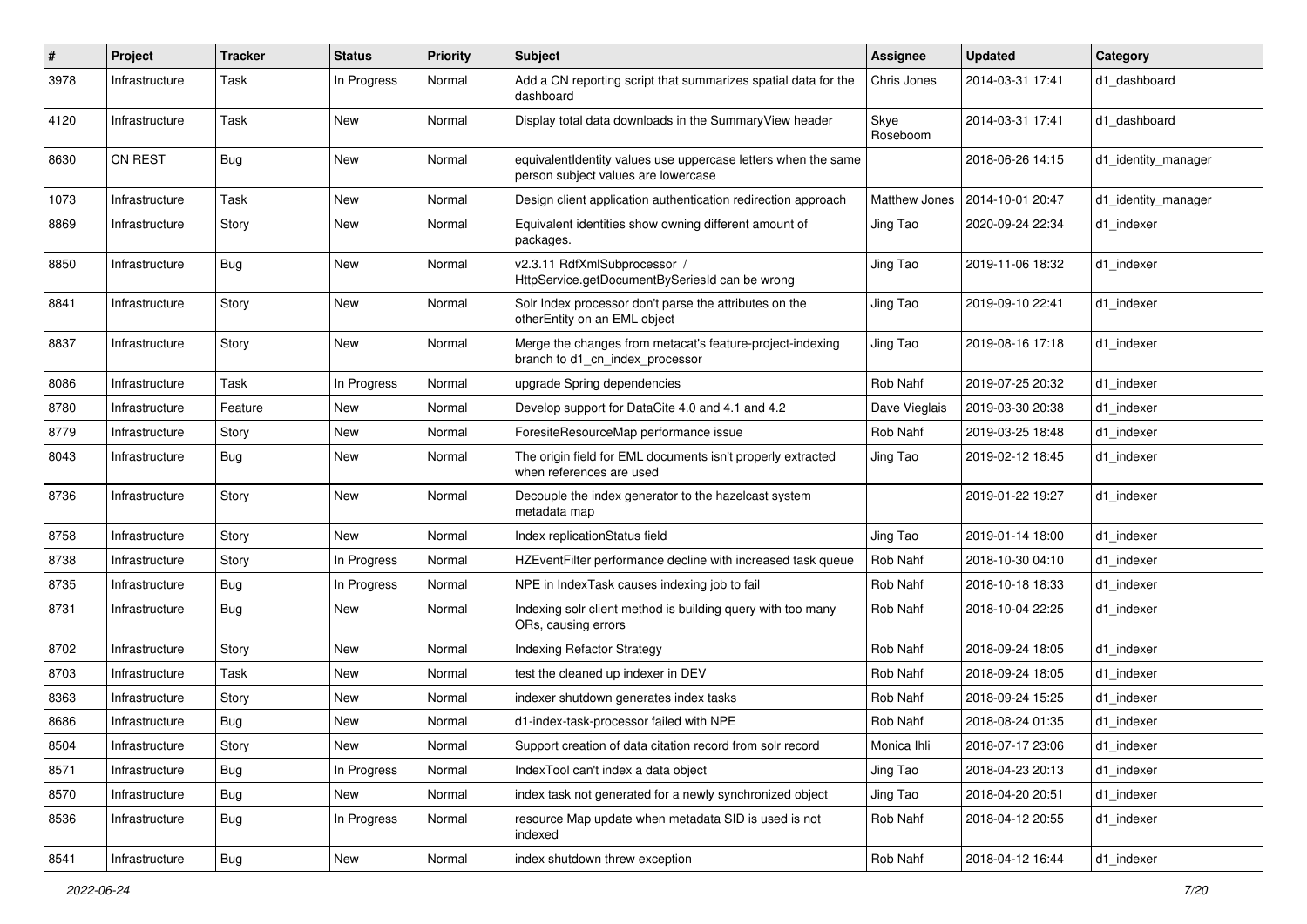| # | Project | Tracker | Status | Priority | Subject | Assignee | Updated | Category |
|---|---|---|---|---|---|---|---|---|
| 3978 | Infrastructure | Task | In Progress | Normal | Add a CN reporting script that summarizes spatial data for the dashboard | Chris Jones | 2014-03-31 17:41 | d1_dashboard |
| 4120 | Infrastructure | Task | New | Normal | Display total data downloads in the SummaryView header | Skye Roseboom | 2014-03-31 17:41 | d1_dashboard |
| 8630 | CN REST | Bug | New | Normal | equivalentIdentity values use uppercase letters when the same person subject values are lowercase | | 2018-06-26 14:15 | d1_identity_manager |
| 1073 | Infrastructure | Task | New | Normal | Design client application authentication redirection approach | Matthew Jones | 2014-10-01 20:47 | d1_identity_manager |
| 8869 | Infrastructure | Story | New | Normal | Equivalent identities show owning different amount of packages. | Jing Tao | 2020-09-24 22:34 | d1_indexer |
| 8850 | Infrastructure | Bug | New | Normal | v2.3.11 RdfXmlSubprocessor / HttpService.getDocumentBySeriesId can be wrong | Jing Tao | 2019-11-06 18:32 | d1_indexer |
| 8841 | Infrastructure | Story | New | Normal | Solr Index processor don't parse the attributes on the otherEntity on an EML object | Jing Tao | 2019-09-10 22:41 | d1_indexer |
| 8837 | Infrastructure | Story | New | Normal | Merge the changes from metacat's feature-project-indexing branch to d1_cn_index_processor | Jing Tao | 2019-08-16 17:18 | d1_indexer |
| 8086 | Infrastructure | Task | In Progress | Normal | upgrade Spring dependencies | Rob Nahf | 2019-07-25 20:32 | d1_indexer |
| 8780 | Infrastructure | Feature | New | Normal | Develop support for DataCite 4.0 and 4.1 and 4.2 | Dave Vieglais | 2019-03-30 20:38 | d1_indexer |
| 8779 | Infrastructure | Story | New | Normal | ForesiteResourceMap performance issue | Rob Nahf | 2019-03-25 18:48 | d1_indexer |
| 8043 | Infrastructure | Bug | New | Normal | The origin field for EML documents isn't properly extracted when references are used | Jing Tao | 2019-02-12 18:45 | d1_indexer |
| 8736 | Infrastructure | Story | New | Normal | Decouple the index generator to the hazelcast system metadata map | | 2019-01-22 19:27 | d1_indexer |
| 8758 | Infrastructure | Story | New | Normal | Index replicationStatus field | Jing Tao | 2019-01-14 18:00 | d1_indexer |
| 8738 | Infrastructure | Story | In Progress | Normal | HZEventFilter performance decline with increased task queue | Rob Nahf | 2018-10-30 04:10 | d1_indexer |
| 8735 | Infrastructure | Bug | In Progress | Normal | NPE in IndexTask causes indexing job to fail | Rob Nahf | 2018-10-18 18:33 | d1_indexer |
| 8731 | Infrastructure | Bug | New | Normal | Indexing solr client method is building query with too many ORs, causing errors | Rob Nahf | 2018-10-04 22:25 | d1_indexer |
| 8702 | Infrastructure | Story | New | Normal | Indexing Refactor Strategy | Rob Nahf | 2018-09-24 18:05 | d1_indexer |
| 8703 | Infrastructure | Task | New | Normal | test the cleaned up indexer in DEV | Rob Nahf | 2018-09-24 18:05 | d1_indexer |
| 8363 | Infrastructure | Story | New | Normal | indexer shutdown generates index tasks | Rob Nahf | 2018-09-24 15:25 | d1_indexer |
| 8686 | Infrastructure | Bug | New | Normal | d1-index-task-processor failed with NPE | Rob Nahf | 2018-08-24 01:35 | d1_indexer |
| 8504 | Infrastructure | Story | New | Normal | Support creation of data citation record from solr record | Monica Ihli | 2018-07-17 23:06 | d1_indexer |
| 8571 | Infrastructure | Bug | In Progress | Normal | IndexTool can't index a data object | Jing Tao | 2018-04-23 20:13 | d1_indexer |
| 8570 | Infrastructure | Bug | New | Normal | index task not generated for a newly synchronized object | Jing Tao | 2018-04-20 20:51 | d1_indexer |
| 8536 | Infrastructure | Bug | In Progress | Normal | resource Map update when metadata SID is used is not indexed | Rob Nahf | 2018-04-12 20:55 | d1_indexer |
| 8541 | Infrastructure | Bug | New | Normal | index shutdown threw exception | Rob Nahf | 2018-04-12 16:44 | d1_indexer |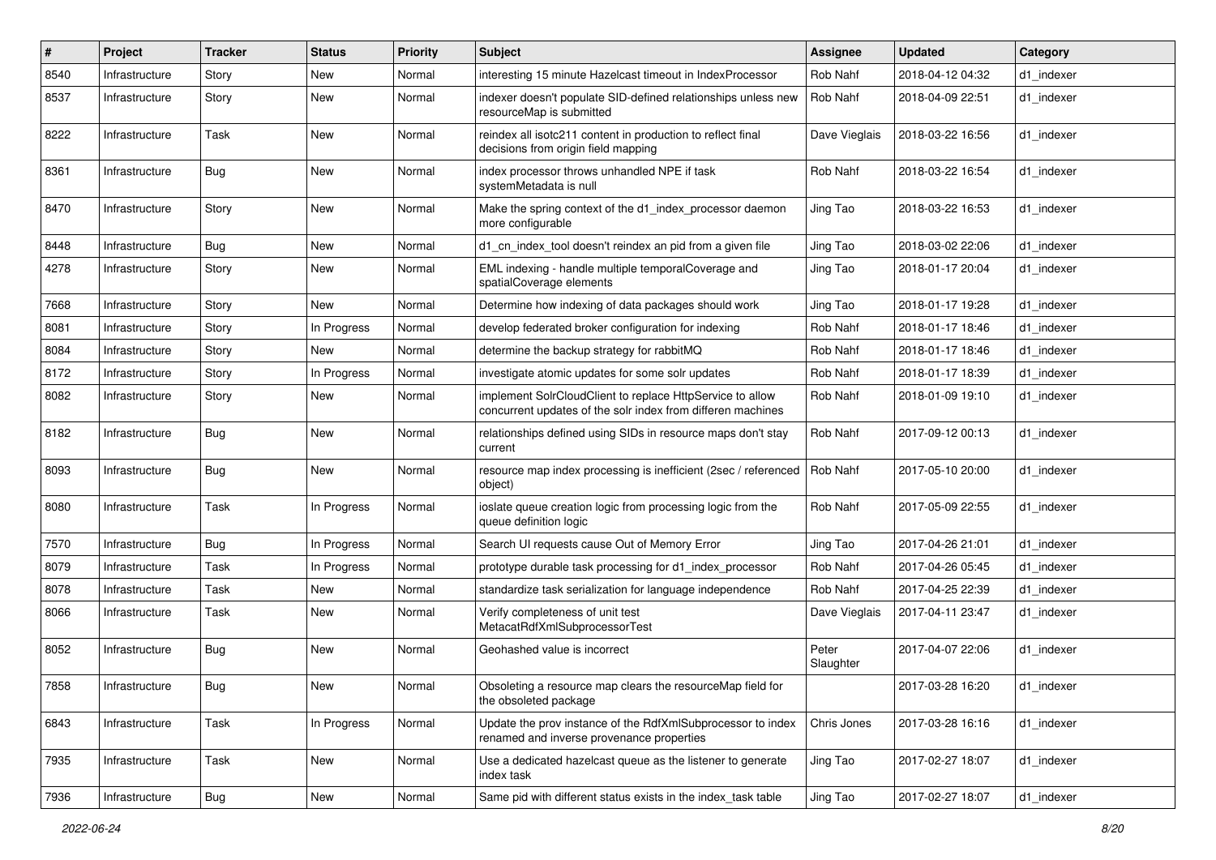| # | Project | Tracker | Status | Priority | Subject | Assignee | Updated | Category |
|---|---|---|---|---|---|---|---|---|
| 8540 | Infrastructure | Story | New | Normal | interesting 15 minute Hazelcast timeout in IndexProcessor | Rob Nahf | 2018-04-12 04:32 | d1_indexer |
| 8537 | Infrastructure | Story | New | Normal | indexer doesn't populate SID-defined relationships unless new resourceMap is submitted | Rob Nahf | 2018-04-09 22:51 | d1_indexer |
| 8222 | Infrastructure | Task | New | Normal | reindex all isotc211 content in production to reflect final decisions from origin field mapping | Dave Vieglais | 2018-03-22 16:56 | d1_indexer |
| 8361 | Infrastructure | Bug | New | Normal | index processor throws unhandled NPE if task systemMetadata is null | Rob Nahf | 2018-03-22 16:54 | d1_indexer |
| 8470 | Infrastructure | Story | New | Normal | Make the spring context of the d1_index_processor daemon more configurable | Jing Tao | 2018-03-22 16:53 | d1_indexer |
| 8448 | Infrastructure | Bug | New | Normal | d1_cn_index_tool doesn't reindex an pid from a given file | Jing Tao | 2018-03-02 22:06 | d1_indexer |
| 4278 | Infrastructure | Story | New | Normal | EML indexing - handle multiple temporalCoverage and spatialCoverage elements | Jing Tao | 2018-01-17 20:04 | d1_indexer |
| 7668 | Infrastructure | Story | New | Normal | Determine how indexing of data packages should work | Jing Tao | 2018-01-17 19:28 | d1_indexer |
| 8081 | Infrastructure | Story | In Progress | Normal | develop federated broker configuration for indexing | Rob Nahf | 2018-01-17 18:46 | d1_indexer |
| 8084 | Infrastructure | Story | New | Normal | determine the backup strategy for rabbitMQ | Rob Nahf | 2018-01-17 18:46 | d1_indexer |
| 8172 | Infrastructure | Story | In Progress | Normal | investigate atomic updates for some solr updates | Rob Nahf | 2018-01-17 18:39 | d1_indexer |
| 8082 | Infrastructure | Story | New | Normal | implement SolrCloudClient to replace HttpService to allow concurrent updates of the solr index from differen machines | Rob Nahf | 2018-01-09 19:10 | d1_indexer |
| 8182 | Infrastructure | Bug | New | Normal | relationships defined using SIDs in resource maps don't stay current | Rob Nahf | 2017-09-12 00:13 | d1_indexer |
| 8093 | Infrastructure | Bug | New | Normal | resource map index processing is inefficient (2sec / referenced object) | Rob Nahf | 2017-05-10 20:00 | d1_indexer |
| 8080 | Infrastructure | Task | In Progress | Normal | ioslate queue creation logic from processing logic from the queue definition logic | Rob Nahf | 2017-05-09 22:55 | d1_indexer |
| 7570 | Infrastructure | Bug | In Progress | Normal | Search UI requests cause Out of Memory Error | Jing Tao | 2017-04-26 21:01 | d1_indexer |
| 8079 | Infrastructure | Task | In Progress | Normal | prototype durable task processing for d1_index_processor | Rob Nahf | 2017-04-26 05:45 | d1_indexer |
| 8078 | Infrastructure | Task | New | Normal | standardize task serialization for language independence | Rob Nahf | 2017-04-25 22:39 | d1_indexer |
| 8066 | Infrastructure | Task | New | Normal | Verify completeness of unit test MetacatRdfXmlSubprocessorTest | Dave Vieglais | 2017-04-11 23:47 | d1_indexer |
| 8052 | Infrastructure | Bug | New | Normal | Geohashed value is incorrect | Peter Slaughter | 2017-04-07 22:06 | d1_indexer |
| 7858 | Infrastructure | Bug | New | Normal | Obsoleting a resource map clears the resourceMap field for the obsoleted package | | 2017-03-28 16:20 | d1_indexer |
| 6843 | Infrastructure | Task | In Progress | Normal | Update the prov instance of the RdfXmlSubprocessor to index renamed and inverse provenance properties | Chris Jones | 2017-03-28 16:16 | d1_indexer |
| 7935 | Infrastructure | Task | New | Normal | Use a dedicated hazelcast queue as the listener to generate index task | Jing Tao | 2017-02-27 18:07 | d1_indexer |
| 7936 | Infrastructure | Bug | New | Normal | Same pid with different status exists in the index_task table | Jing Tao | 2017-02-27 18:07 | d1_indexer |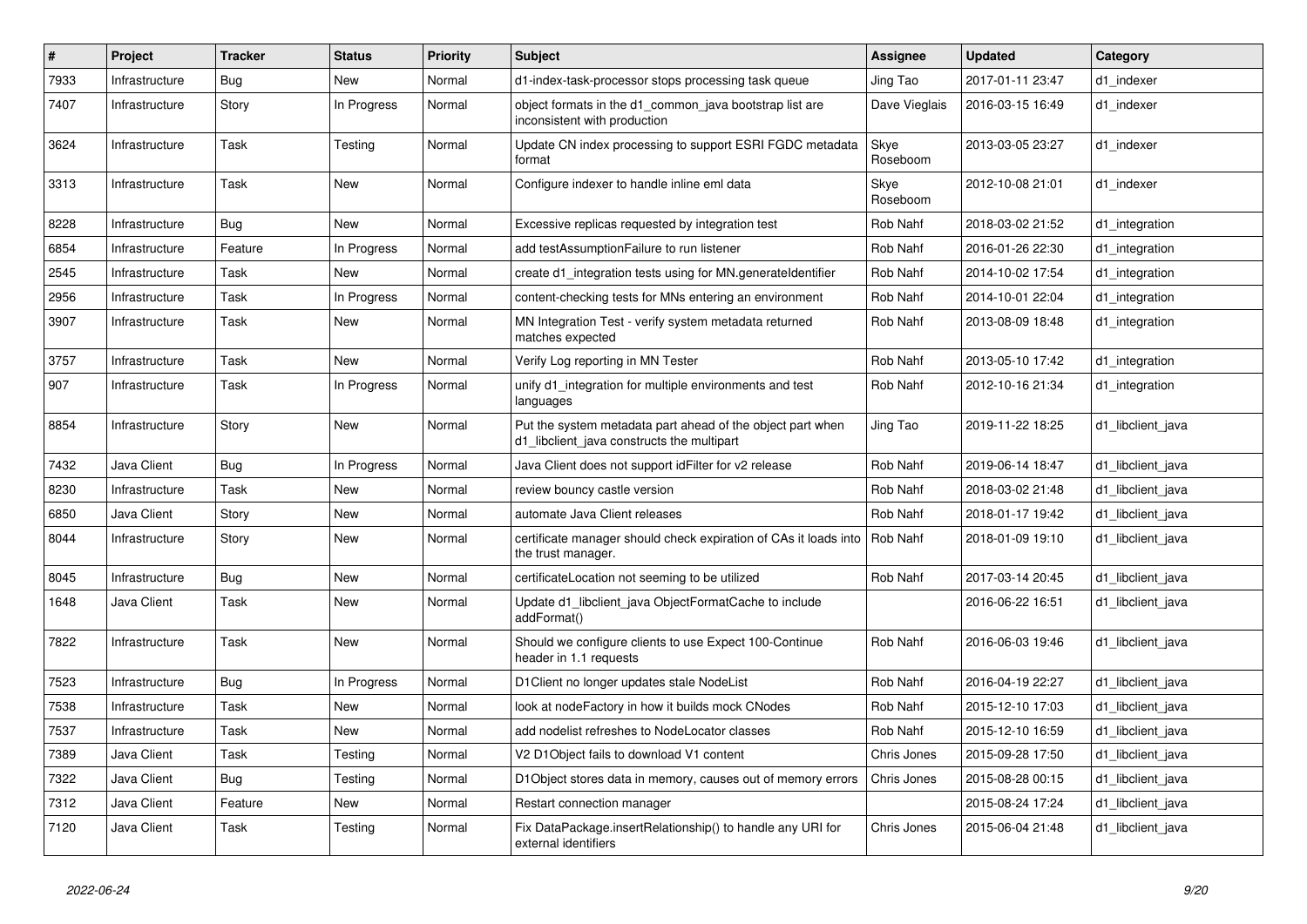| # | Project | Tracker | Status | Priority | Subject | Assignee | Updated | Category |
|---|---|---|---|---|---|---|---|---|
| 7933 | Infrastructure | Bug | New | Normal | d1-index-task-processor stops processing task queue | Jing Tao | 2017-01-11 23:47 | d1_indexer |
| 7407 | Infrastructure | Story | In Progress | Normal | object formats in the d1_common_java bootstrap list are inconsistent with production | Dave Vieglais | 2016-03-15 16:49 | d1_indexer |
| 3624 | Infrastructure | Task | Testing | Normal | Update CN index processing to support ESRI FGDC metadata format | Skye Roseboom | 2013-03-05 23:27 | d1_indexer |
| 3313 | Infrastructure | Task | New | Normal | Configure indexer to handle inline eml data | Skye Roseboom | 2012-10-08 21:01 | d1_indexer |
| 8228 | Infrastructure | Bug | New | Normal | Excessive replicas requested by integration test | Rob Nahf | 2018-03-02 21:52 | d1_integration |
| 6854 | Infrastructure | Feature | In Progress | Normal | add testAssumptionFailure to run listener | Rob Nahf | 2016-01-26 22:30 | d1_integration |
| 2545 | Infrastructure | Task | New | Normal | create d1_integration tests using for MN.generateIdentifier | Rob Nahf | 2014-10-02 17:54 | d1_integration |
| 2956 | Infrastructure | Task | In Progress | Normal | content-checking tests for MNs entering an environment | Rob Nahf | 2014-10-01 22:04 | d1_integration |
| 3907 | Infrastructure | Task | New | Normal | MN Integration Test - verify system metadata returned matches expected | Rob Nahf | 2013-08-09 18:48 | d1_integration |
| 3757 | Infrastructure | Task | New | Normal | Verify Log reporting in MN Tester | Rob Nahf | 2013-05-10 17:42 | d1_integration |
| 907 | Infrastructure | Task | In Progress | Normal | unify d1_integration for multiple environments and test languages | Rob Nahf | 2012-10-16 21:34 | d1_integration |
| 8854 | Infrastructure | Story | New | Normal | Put the system metadata part ahead of the object part when d1_libclient_java constructs the multipart | Jing Tao | 2019-11-22 18:25 | d1_libclient_java |
| 7432 | Java Client | Bug | In Progress | Normal | Java Client does not support idFilter for v2 release | Rob Nahf | 2019-06-14 18:47 | d1_libclient_java |
| 8230 | Infrastructure | Task | New | Normal | review bouncy castle version | Rob Nahf | 2018-03-02 21:48 | d1_libclient_java |
| 6850 | Java Client | Story | New | Normal | automate Java Client releases | Rob Nahf | 2018-01-17 19:42 | d1_libclient_java |
| 8044 | Infrastructure | Story | New | Normal | certificate manager should check expiration of CAs it loads into the trust manager. | Rob Nahf | 2018-01-09 19:10 | d1_libclient_java |
| 8045 | Infrastructure | Bug | New | Normal | certificateLocation not seeming to be utilized | Rob Nahf | 2017-03-14 20:45 | d1_libclient_java |
| 1648 | Java Client | Task | New | Normal | Update d1_libclient_java ObjectFormatCache to include addFormat() | | 2016-06-22 16:51 | d1_libclient_java |
| 7822 | Infrastructure | Task | New | Normal | Should we configure clients to use Expect 100-Continue header in 1.1 requests | Rob Nahf | 2016-06-03 19:46 | d1_libclient_java |
| 7523 | Infrastructure | Bug | In Progress | Normal | D1Client no longer updates stale NodeList | Rob Nahf | 2016-04-19 22:27 | d1_libclient_java |
| 7538 | Infrastructure | Task | New | Normal | look at nodeFactory in how it builds mock CNodes | Rob Nahf | 2015-12-10 17:03 | d1_libclient_java |
| 7537 | Infrastructure | Task | New | Normal | add nodelist refreshes to NodeLocator classes | Rob Nahf | 2015-12-10 16:59 | d1_libclient_java |
| 7389 | Java Client | Task | Testing | Normal | V2 D1Object fails to download V1 content | Chris Jones | 2015-09-28 17:50 | d1_libclient_java |
| 7322 | Java Client | Bug | Testing | Normal | D1Object stores data in memory, causes out of memory errors | Chris Jones | 2015-08-28 00:15 | d1_libclient_java |
| 7312 | Java Client | Feature | New | Normal | Restart connection manager | | 2015-08-24 17:24 | d1_libclient_java |
| 7120 | Java Client | Task | Testing | Normal | Fix DataPackage.insertRelationship() to handle any URI for external identifiers | Chris Jones | 2015-06-04 21:48 | d1_libclient_java |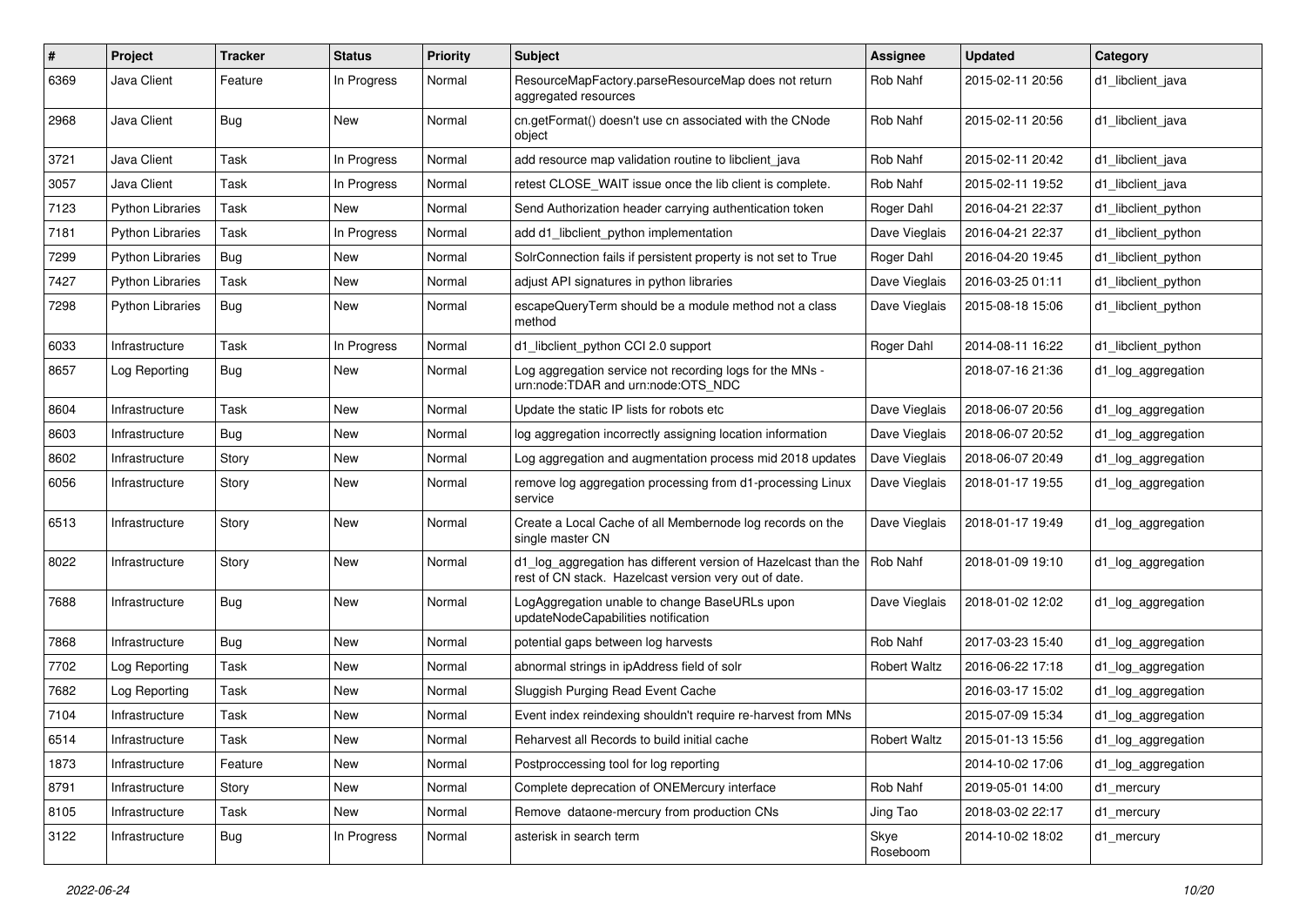| # | Project | Tracker | Status | Priority | Subject | Assignee | Updated | Category |
|---|---|---|---|---|---|---|---|---|
| 6369 | Java Client | Feature | In Progress | Normal | ResourceMapFactory.parseResourceMap does not return aggregated resources | Rob Nahf | 2015-02-11 20:56 | d1_libclient_java |
| 2968 | Java Client | Bug | New | Normal | cn.getFormat() doesn't use cn associated with the CNode object | Rob Nahf | 2015-02-11 20:56 | d1_libclient_java |
| 3721 | Java Client | Task | In Progress | Normal | add resource map validation routine to libclient_java | Rob Nahf | 2015-02-11 20:42 | d1_libclient_java |
| 3057 | Java Client | Task | In Progress | Normal | retest CLOSE_WAIT issue once the lib client is complete. | Rob Nahf | 2015-02-11 19:52 | d1_libclient_java |
| 7123 | Python Libraries | Task | New | Normal | Send Authorization header carrying authentication token | Roger Dahl | 2016-04-21 22:37 | d1_libclient_python |
| 7181 | Python Libraries | Task | In Progress | Normal | add d1_libclient_python implementation | Dave Vieglais | 2016-04-21 22:37 | d1_libclient_python |
| 7299 | Python Libraries | Bug | New | Normal | SolrConnection fails if persistent property is not set to True | Roger Dahl | 2016-04-20 19:45 | d1_libclient_python |
| 7427 | Python Libraries | Task | New | Normal | adjust API signatures in python libraries | Dave Vieglais | 2016-03-25 01:11 | d1_libclient_python |
| 7298 | Python Libraries | Bug | New | Normal | escapeQueryTerm should be a module method not a class method | Dave Vieglais | 2015-08-18 15:06 | d1_libclient_python |
| 6033 | Infrastructure | Task | In Progress | Normal | d1_libclient_python CCI 2.0 support | Roger Dahl | 2014-08-11 16:22 | d1_libclient_python |
| 8657 | Log Reporting | Bug | New | Normal | Log aggregation service not recording logs for the MNs - urn:node:TDAR and urn:node:OTS_NDC | | 2018-07-16 21:36 | d1_log_aggregation |
| 8604 | Infrastructure | Task | New | Normal | Update the static IP lists for robots etc | Dave Vieglais | 2018-06-07 20:56 | d1_log_aggregation |
| 8603 | Infrastructure | Bug | New | Normal | log aggregation incorrectly assigning location information | Dave Vieglais | 2018-06-07 20:52 | d1_log_aggregation |
| 8602 | Infrastructure | Story | New | Normal | Log aggregation and augmentation process mid 2018 updates | Dave Vieglais | 2018-06-07 20:49 | d1_log_aggregation |
| 6056 | Infrastructure | Story | New | Normal | remove log aggregation processing from d1-processing Linux service | Dave Vieglais | 2018-01-17 19:55 | d1_log_aggregation |
| 6513 | Infrastructure | Story | New | Normal | Create a Local Cache of all Membernode log records on the single master CN | Dave Vieglais | 2018-01-17 19:49 | d1_log_aggregation |
| 8022 | Infrastructure | Story | New | Normal | d1_log_aggregation has different version of Hazelcast than the rest of CN stack. Hazelcast version very out of date. | Rob Nahf | 2018-01-09 19:10 | d1_log_aggregation |
| 7688 | Infrastructure | Bug | New | Normal | LogAggregation unable to change BaseURLs upon updateNodeCapabilities notification | Dave Vieglais | 2018-01-02 12:02 | d1_log_aggregation |
| 7868 | Infrastructure | Bug | New | Normal | potential gaps between log harvests | Rob Nahf | 2017-03-23 15:40 | d1_log_aggregation |
| 7702 | Log Reporting | Task | New | Normal | abnormal strings in ipAddress field of solr | Robert Waltz | 2016-06-22 17:18 | d1_log_aggregation |
| 7682 | Log Reporting | Task | New | Normal | Sluggish Purging Read Event Cache | | 2016-03-17 15:02 | d1_log_aggregation |
| 7104 | Infrastructure | Task | New | Normal | Event index reindexing shouldn't require re-harvest from MNs | | 2015-07-09 15:34 | d1_log_aggregation |
| 6514 | Infrastructure | Task | New | Normal | Reharvest all Records to build initial cache | Robert Waltz | 2015-01-13 15:56 | d1_log_aggregation |
| 1873 | Infrastructure | Feature | New | Normal | Postproccessing tool for log reporting | | 2014-10-02 17:06 | d1_log_aggregation |
| 8791 | Infrastructure | Story | New | Normal | Complete deprecation of ONEMercury interface | Rob Nahf | 2019-05-01 14:00 | d1_mercury |
| 8105 | Infrastructure | Task | New | Normal | Remove dataone-mercury from production CNs | Jing Tao | 2018-03-02 22:17 | d1_mercury |
| 3122 | Infrastructure | Bug | In Progress | Normal | asterisk in search term | Skye Roseboom | 2014-10-02 18:02 | d1_mercury |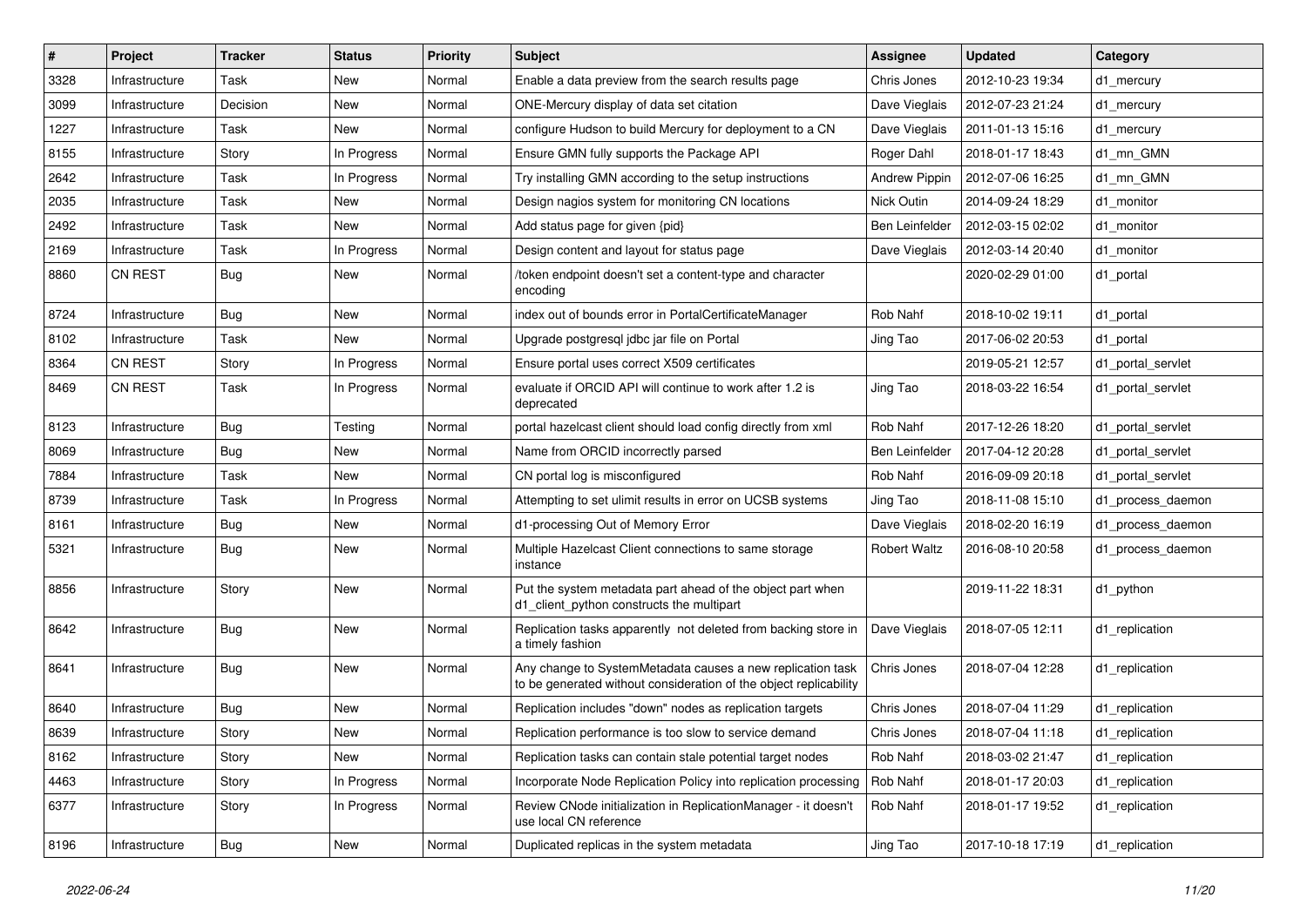| # | Project | Tracker | Status | Priority | Subject | Assignee | Updated | Category |
|---|---|---|---|---|---|---|---|---|
| 3328 | Infrastructure | Task | New | Normal | Enable a data preview from the search results page | Chris Jones | 2012-10-23 19:34 | d1_mercury |
| 3099 | Infrastructure | Decision | New | Normal | ONE-Mercury display of data set citation | Dave Vieglais | 2012-07-23 21:24 | d1_mercury |
| 1227 | Infrastructure | Task | New | Normal | configure Hudson to build Mercury for deployment to a CN | Dave Vieglais | 2011-01-13 15:16 | d1_mercury |
| 8155 | Infrastructure | Story | In Progress | Normal | Ensure GMN fully supports the Package API | Roger Dahl | 2018-01-17 18:43 | d1_mn_GMN |
| 2642 | Infrastructure | Task | In Progress | Normal | Try installing GMN according to the setup instructions | Andrew Pippin | 2012-07-06 16:25 | d1_mn_GMN |
| 2035 | Infrastructure | Task | New | Normal | Design nagios system for monitoring CN locations | Nick Outin | 2014-09-24 18:29 | d1_monitor |
| 2492 | Infrastructure | Task | New | Normal | Add status page for given {pid} | Ben Leinfelder | 2012-03-15 02:02 | d1_monitor |
| 2169 | Infrastructure | Task | In Progress | Normal | Design content and layout for status page | Dave Vieglais | 2012-03-14 20:40 | d1_monitor |
| 8860 | CN REST | Bug | New | Normal | /token endpoint doesn't set a content-type and character encoding | | 2020-02-29 01:00 | d1_portal |
| 8724 | Infrastructure | Bug | New | Normal | index out of bounds error in PortalCertificateManager | Rob Nahf | 2018-10-02 19:11 | d1_portal |
| 8102 | Infrastructure | Task | New | Normal | Upgrade postgresql jdbc jar file on Portal | Jing Tao | 2017-06-02 20:53 | d1_portal |
| 8364 | CN REST | Story | In Progress | Normal | Ensure portal uses correct X509 certificates | | 2019-05-21 12:57 | d1_portal_servlet |
| 8469 | CN REST | Task | In Progress | Normal | evaluate if ORCID API will continue to work after 1.2 is deprecated | Jing Tao | 2018-03-22 16:54 | d1_portal_servlet |
| 8123 | Infrastructure | Bug | Testing | Normal | portal hazelcast client should load config directly from xml | Rob Nahf | 2017-12-26 18:20 | d1_portal_servlet |
| 8069 | Infrastructure | Bug | New | Normal | Name from ORCID incorrectly parsed | Ben Leinfelder | 2017-04-12 20:28 | d1_portal_servlet |
| 7884 | Infrastructure | Task | New | Normal | CN portal log is misconfigured | Rob Nahf | 2016-09-09 20:18 | d1_portal_servlet |
| 8739 | Infrastructure | Task | In Progress | Normal | Attempting to set ulimit results in error on UCSB systems | Jing Tao | 2018-11-08 15:10 | d1_process_daemon |
| 8161 | Infrastructure | Bug | New | Normal | d1-processing Out of Memory Error | Dave Vieglais | 2018-02-20 16:19 | d1_process_daemon |
| 5321 | Infrastructure | Bug | New | Normal | Multiple Hazelcast Client connections to same storage instance | Robert Waltz | 2016-08-10 20:58 | d1_process_daemon |
| 8856 | Infrastructure | Story | New | Normal | Put the system metadata part ahead of the object part when d1_client_python constructs the multipart | | 2019-11-22 18:31 | d1_python |
| 8642 | Infrastructure | Bug | New | Normal | Replication tasks apparently not deleted from backing store in a timely fashion | Dave Vieglais | 2018-07-05 12:11 | d1_replication |
| 8641 | Infrastructure | Bug | New | Normal | Any change to SystemMetadata causes a new replication task to be generated without consideration of the object replicability | Chris Jones | 2018-07-04 12:28 | d1_replication |
| 8640 | Infrastructure | Bug | New | Normal | Replication includes "down" nodes as replication targets | Chris Jones | 2018-07-04 11:29 | d1_replication |
| 8639 | Infrastructure | Story | New | Normal | Replication performance is too slow to service demand | Chris Jones | 2018-07-04 11:18 | d1_replication |
| 8162 | Infrastructure | Story | New | Normal | Replication tasks can contain stale potential target nodes | Rob Nahf | 2018-03-02 21:47 | d1_replication |
| 4463 | Infrastructure | Story | In Progress | Normal | Incorporate Node Replication Policy into replication processing | Rob Nahf | 2018-01-17 20:03 | d1_replication |
| 6377 | Infrastructure | Story | In Progress | Normal | Review CNode initialization in ReplicationManager - it doesn't use local CN reference | Rob Nahf | 2018-01-17 19:52 | d1_replication |
| 8196 | Infrastructure | Bug | New | Normal | Duplicated replicas in the system metadata | Jing Tao | 2017-10-18 17:19 | d1_replication |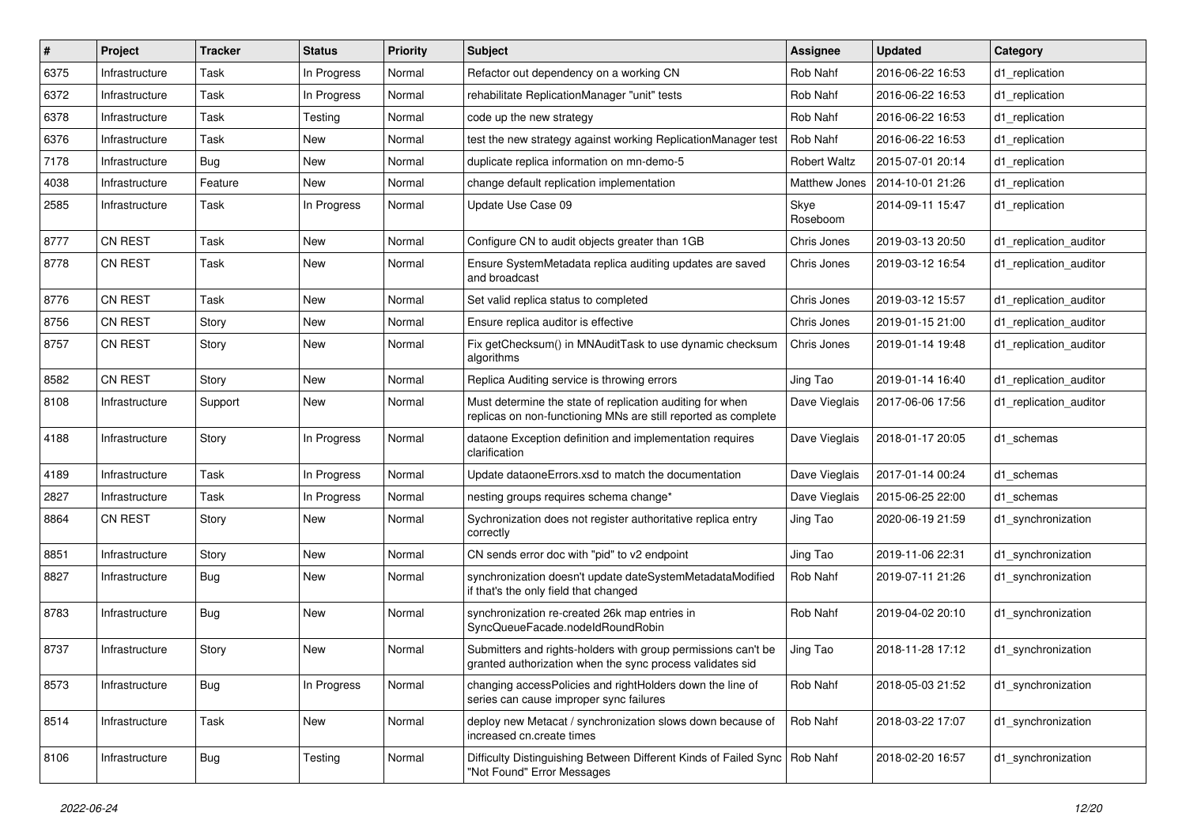| # | Project | Tracker | Status | Priority | Subject | Assignee | Updated | Category |
|---|---|---|---|---|---|---|---|---|
| 6375 | Infrastructure | Task | In Progress | Normal | Refactor out dependency on a working CN | Rob Nahf | 2016-06-22 16:53 | d1_replication |
| 6372 | Infrastructure | Task | In Progress | Normal | rehabilitate ReplicationManager "unit" tests | Rob Nahf | 2016-06-22 16:53 | d1_replication |
| 6378 | Infrastructure | Task | Testing | Normal | code up the new strategy | Rob Nahf | 2016-06-22 16:53 | d1_replication |
| 6376 | Infrastructure | Task | New | Normal | test the new strategy against working ReplicationManager test | Rob Nahf | 2016-06-22 16:53 | d1_replication |
| 7178 | Infrastructure | Bug | New | Normal | duplicate replica information on mn-demo-5 | Robert Waltz | 2015-07-01 20:14 | d1_replication |
| 4038 | Infrastructure | Feature | New | Normal | change default replication implementation | Matthew Jones | 2014-10-01 21:26 | d1_replication |
| 2585 | Infrastructure | Task | In Progress | Normal | Update Use Case 09 | Skye Roseboom | 2014-09-11 15:47 | d1_replication |
| 8777 | CN REST | Task | New | Normal | Configure CN to audit objects greater than 1GB | Chris Jones | 2019-03-13 20:50 | d1_replication_auditor |
| 8778 | CN REST | Task | New | Normal | Ensure SystemMetadata replica auditing updates are saved and broadcast | Chris Jones | 2019-03-12 16:54 | d1_replication_auditor |
| 8776 | CN REST | Task | New | Normal | Set valid replica status to completed | Chris Jones | 2019-03-12 15:57 | d1_replication_auditor |
| 8756 | CN REST | Story | New | Normal | Ensure replica auditor is effective | Chris Jones | 2019-01-15 21:00 | d1_replication_auditor |
| 8757 | CN REST | Story | New | Normal | Fix getChecksum() in MNAuditTask to use dynamic checksum algorithms | Chris Jones | 2019-01-14 19:48 | d1_replication_auditor |
| 8582 | CN REST | Story | New | Normal | Replica Auditing service is throwing errors | Jing Tao | 2019-01-14 16:40 | d1_replication_auditor |
| 8108 | Infrastructure | Support | New | Normal | Must determine the state of replication auditing for when replicas on non-functioning MNs are still reported as complete | Dave Vieglais | 2017-06-06 17:56 | d1_replication_auditor |
| 4188 | Infrastructure | Story | In Progress | Normal | dataone Exception definition and implementation requires clarification | Dave Vieglais | 2018-01-17 20:05 | d1_schemas |
| 4189 | Infrastructure | Task | In Progress | Normal | Update dataoneErrors.xsd to match the documentation | Dave Vieglais | 2017-01-14 00:24 | d1_schemas |
| 2827 | Infrastructure | Task | In Progress | Normal | nesting groups requires schema change* | Dave Vieglais | 2015-06-25 22:00 | d1_schemas |
| 8864 | CN REST | Story | New | Normal | Sychronization does not register authoritative replica entry correctly | Jing Tao | 2020-06-19 21:59 | d1_synchronization |
| 8851 | Infrastructure | Story | New | Normal | CN sends error doc with "pid" to v2 endpoint | Jing Tao | 2019-11-06 22:31 | d1_synchronization |
| 8827 | Infrastructure | Bug | New | Normal | synchronization doesn't update dateSystemMetadataModified if that's the only field that changed | Rob Nahf | 2019-07-11 21:26 | d1_synchronization |
| 8783 | Infrastructure | Bug | New | Normal | synchronization re-created 26k map entries in SyncQueueFacade.nodeIdRoundRobin | Rob Nahf | 2019-04-02 20:10 | d1_synchronization |
| 8737 | Infrastructure | Story | New | Normal | Submitters and rights-holders with group permissions can't be granted authorization when the sync process validates sid | Jing Tao | 2018-11-28 17:12 | d1_synchronization |
| 8573 | Infrastructure | Bug | In Progress | Normal | changing accessPolicies and rightHolders down the line of series can cause improper sync failures | Rob Nahf | 2018-05-03 21:52 | d1_synchronization |
| 8514 | Infrastructure | Task | New | Normal | deploy new Metacat / synchronization slows down because of increased cn.create times | Rob Nahf | 2018-03-22 17:07 | d1_synchronization |
| 8106 | Infrastructure | Bug | Testing | Normal | Difficulty Distinguishing Between Different Kinds of Failed Sync "Not Found" Error Messages | Rob Nahf | 2018-02-20 16:57 | d1_synchronization |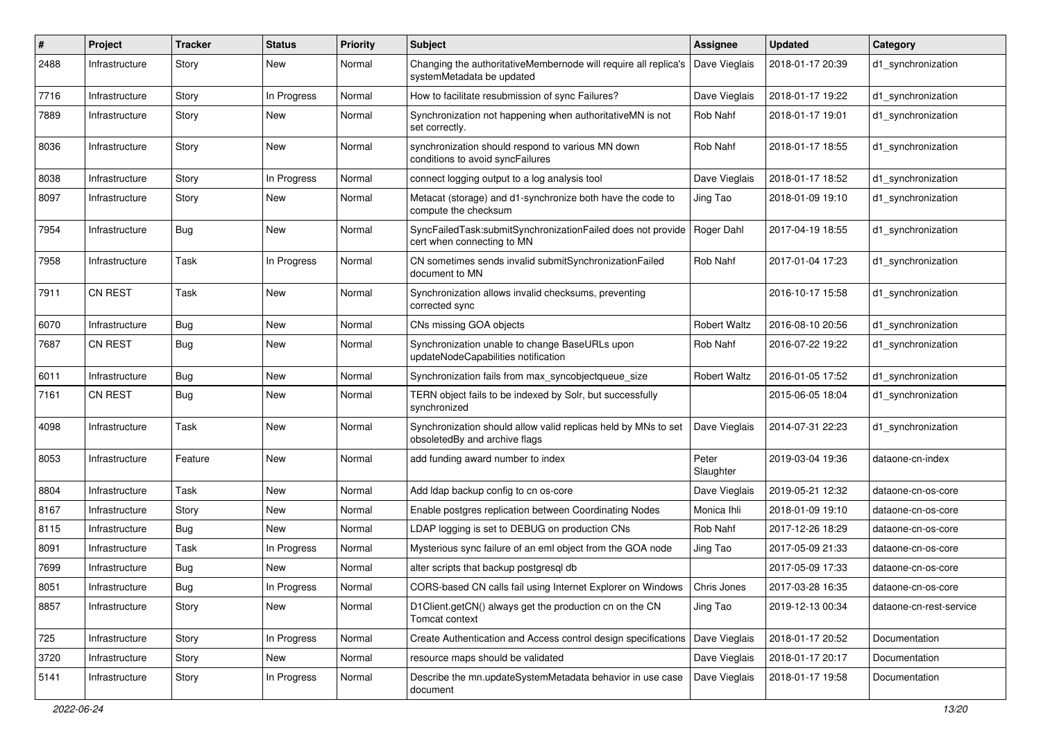| # | Project | Tracker | Status | Priority | Subject | Assignee | Updated | Category |
|---|---|---|---|---|---|---|---|---|
| 2488 | Infrastructure | Story | New | Normal | Changing the authoritativeMembernode will require all replica's systemMetadata be updated | Dave Vieglais | 2018-01-17 20:39 | d1_synchronization |
| 7716 | Infrastructure | Story | In Progress | Normal | How to facilitate resubmission of sync Failures? | Dave Vieglais | 2018-01-17 19:22 | d1_synchronization |
| 7889 | Infrastructure | Story | New | Normal | Synchronization not happening when authoritativeMN is not set correctly. | Rob Nahf | 2018-01-17 19:01 | d1_synchronization |
| 8036 | Infrastructure | Story | New | Normal | synchronization should respond to various MN down conditions to avoid syncFailures | Rob Nahf | 2018-01-17 18:55 | d1_synchronization |
| 8038 | Infrastructure | Story | In Progress | Normal | connect logging output to a log analysis tool | Dave Vieglais | 2018-01-17 18:52 | d1_synchronization |
| 8097 | Infrastructure | Story | New | Normal | Metacat (storage) and d1-synchronize both have the code to compute the checksum | Jing Tao | 2018-01-09 19:10 | d1_synchronization |
| 7954 | Infrastructure | Bug | New | Normal | SyncFailedTask:submitSynchronizationFailed does not provide cert when connecting to MN | Roger Dahl | 2017-04-19 18:55 | d1_synchronization |
| 7958 | Infrastructure | Task | In Progress | Normal | CN sometimes sends invalid submitSynchronizationFailed document to MN | Rob Nahf | 2017-01-04 17:23 | d1_synchronization |
| 7911 | CN REST | Task | New | Normal | Synchronization allows invalid checksums, preventing corrected sync | | 2016-10-17 15:58 | d1_synchronization |
| 6070 | Infrastructure | Bug | New | Normal | CNs missing GOA objects | Robert Waltz | 2016-08-10 20:56 | d1_synchronization |
| 7687 | CN REST | Bug | New | Normal | Synchronization unable to change BaseURLs upon updateNodeCapabilities notification | Rob Nahf | 2016-07-22 19:22 | d1_synchronization |
| 6011 | Infrastructure | Bug | New | Normal | Synchronization fails from max_syncobjectqueue_size | Robert Waltz | 2016-01-05 17:52 | d1_synchronization |
| 7161 | CN REST | Bug | New | Normal | TERN object fails to be indexed by Solr, but successfully synchronized | | 2015-06-05 18:04 | d1_synchronization |
| 4098 | Infrastructure | Task | New | Normal | Synchronization should allow valid replicas held by MNs to set obsoletedBy and archive flags | Dave Vieglais | 2014-07-31 22:23 | d1_synchronization |
| 8053 | Infrastructure | Feature | New | Normal | add funding award number to index | Peter Slaughter | 2019-03-04 19:36 | dataone-cn-index |
| 8804 | Infrastructure | Task | New | Normal | Add ldap backup config to cn os-core | Dave Vieglais | 2019-05-21 12:32 | dataone-cn-os-core |
| 8167 | Infrastructure | Story | New | Normal | Enable postgres replication between Coordinating Nodes | Monica Ihli | 2018-01-09 19:10 | dataone-cn-os-core |
| 8115 | Infrastructure | Bug | New | Normal | LDAP logging is set to DEBUG on production CNs | Rob Nahf | 2017-12-26 18:29 | dataone-cn-os-core |
| 8091 | Infrastructure | Task | In Progress | Normal | Mysterious sync failure of an eml object from the GOA node | Jing Tao | 2017-05-09 21:33 | dataone-cn-os-core |
| 7699 | Infrastructure | Bug | New | Normal | alter scripts that backup postgresql db | | 2017-05-09 17:33 | dataone-cn-os-core |
| 8051 | Infrastructure | Bug | In Progress | Normal | CORS-based CN calls fail using Internet Explorer on Windows | Chris Jones | 2017-03-28 16:35 | dataone-cn-os-core |
| 8857 | Infrastructure | Story | New | Normal | D1Client.getCN() always get the production cn on the CN Tomcat context | Jing Tao | 2019-12-13 00:34 | dataone-cn-rest-service |
| 725 | Infrastructure | Story | In Progress | Normal | Create Authentication and Access control design specifications | Dave Vieglais | 2018-01-17 20:52 | Documentation |
| 3720 | Infrastructure | Story | New | Normal | resource maps should be validated | Dave Vieglais | 2018-01-17 20:17 | Documentation |
| 5141 | Infrastructure | Story | In Progress | Normal | Describe the mn.updateSystemMetadata behavior in use case document | Dave Vieglais | 2018-01-17 19:58 | Documentation |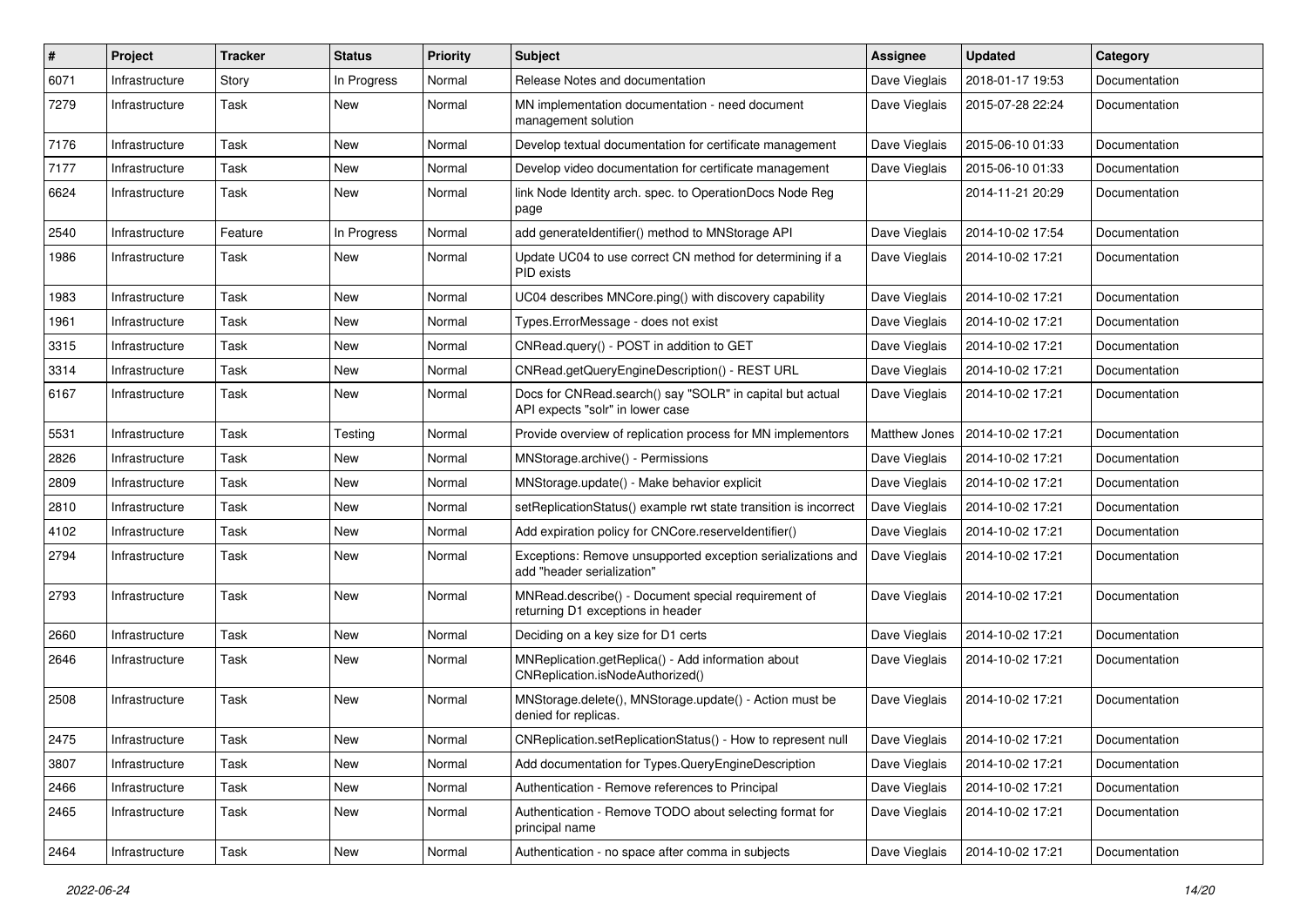| # | Project | Tracker | Status | Priority | Subject | Assignee | Updated | Category |
|---|---|---|---|---|---|---|---|---|
| 6071 | Infrastructure | Story | In Progress | Normal | Release Notes and documentation | Dave Vieglais | 2018-01-17 19:53 | Documentation |
| 7279 | Infrastructure | Task | New | Normal | MN implementation documentation - need document management solution | Dave Vieglais | 2015-07-28 22:24 | Documentation |
| 7176 | Infrastructure | Task | New | Normal | Develop textual documentation for certificate management | Dave Vieglais | 2015-06-10 01:33 | Documentation |
| 7177 | Infrastructure | Task | New | Normal | Develop video documentation for certificate management | Dave Vieglais | 2015-06-10 01:33 | Documentation |
| 6624 | Infrastructure | Task | New | Normal | link Node Identity arch. spec. to OperationDocs Node Reg page | | 2014-11-21 20:29 | Documentation |
| 2540 | Infrastructure | Feature | In Progress | Normal | add generateIdentifier() method to MNStorage API | Dave Vieglais | 2014-10-02 17:54 | Documentation |
| 1986 | Infrastructure | Task | New | Normal | Update UC04 to use correct CN method for determining if a PID exists | Dave Vieglais | 2014-10-02 17:21 | Documentation |
| 1983 | Infrastructure | Task | New | Normal | UC04 describes MNCore.ping() with discovery capability | Dave Vieglais | 2014-10-02 17:21 | Documentation |
| 1961 | Infrastructure | Task | New | Normal | Types.ErrorMessage - does not exist | Dave Vieglais | 2014-10-02 17:21 | Documentation |
| 3315 | Infrastructure | Task | New | Normal | CNRead.query() - POST in addition to GET | Dave Vieglais | 2014-10-02 17:21 | Documentation |
| 3314 | Infrastructure | Task | New | Normal | CNRead.getQueryEngineDescription() - REST URL | Dave Vieglais | 2014-10-02 17:21 | Documentation |
| 6167 | Infrastructure | Task | New | Normal | Docs for CNRead.search() say "SOLR" in capital but actual API expects "solr" in lower case | Dave Vieglais | 2014-10-02 17:21 | Documentation |
| 5531 | Infrastructure | Task | Testing | Normal | Provide overview of replication process for MN implementors | Matthew Jones | 2014-10-02 17:21 | Documentation |
| 2826 | Infrastructure | Task | New | Normal | MNStorage.archive() - Permissions | Dave Vieglais | 2014-10-02 17:21 | Documentation |
| 2809 | Infrastructure | Task | New | Normal | MNStorage.update() - Make behavior explicit | Dave Vieglais | 2014-10-02 17:21 | Documentation |
| 2810 | Infrastructure | Task | New | Normal | setReplicationStatus() example rwt state transition is incorrect | Dave Vieglais | 2014-10-02 17:21 | Documentation |
| 4102 | Infrastructure | Task | New | Normal | Add expiration policy for CNCore.reserveIdentifier() | Dave Vieglais | 2014-10-02 17:21 | Documentation |
| 2794 | Infrastructure | Task | New | Normal | Exceptions: Remove unsupported exception serializations and add "header serialization" | Dave Vieglais | 2014-10-02 17:21 | Documentation |
| 2793 | Infrastructure | Task | New | Normal | MNRead.describe() - Document special requirement of returning D1 exceptions in header | Dave Vieglais | 2014-10-02 17:21 | Documentation |
| 2660 | Infrastructure | Task | New | Normal | Deciding on a key size for D1 certs | Dave Vieglais | 2014-10-02 17:21 | Documentation |
| 2646 | Infrastructure | Task | New | Normal | MNReplication.getReplica() - Add information about CNReplication.isNodeAuthorized() | Dave Vieglais | 2014-10-02 17:21 | Documentation |
| 2508 | Infrastructure | Task | New | Normal | MNStorage.delete(), MNStorage.update() - Action must be denied for replicas. | Dave Vieglais | 2014-10-02 17:21 | Documentation |
| 2475 | Infrastructure | Task | New | Normal | CNReplication.setReplicationStatus() - How to represent null | Dave Vieglais | 2014-10-02 17:21 | Documentation |
| 3807 | Infrastructure | Task | New | Normal | Add documentation for Types.QueryEngineDescription | Dave Vieglais | 2014-10-02 17:21 | Documentation |
| 2466 | Infrastructure | Task | New | Normal | Authentication - Remove references to Principal | Dave Vieglais | 2014-10-02 17:21 | Documentation |
| 2465 | Infrastructure | Task | New | Normal | Authentication - Remove TODO about selecting format for principal name | Dave Vieglais | 2014-10-02 17:21 | Documentation |
| 2464 | Infrastructure | Task | New | Normal | Authentication - no space after comma in subjects | Dave Vieglais | 2014-10-02 17:21 | Documentation |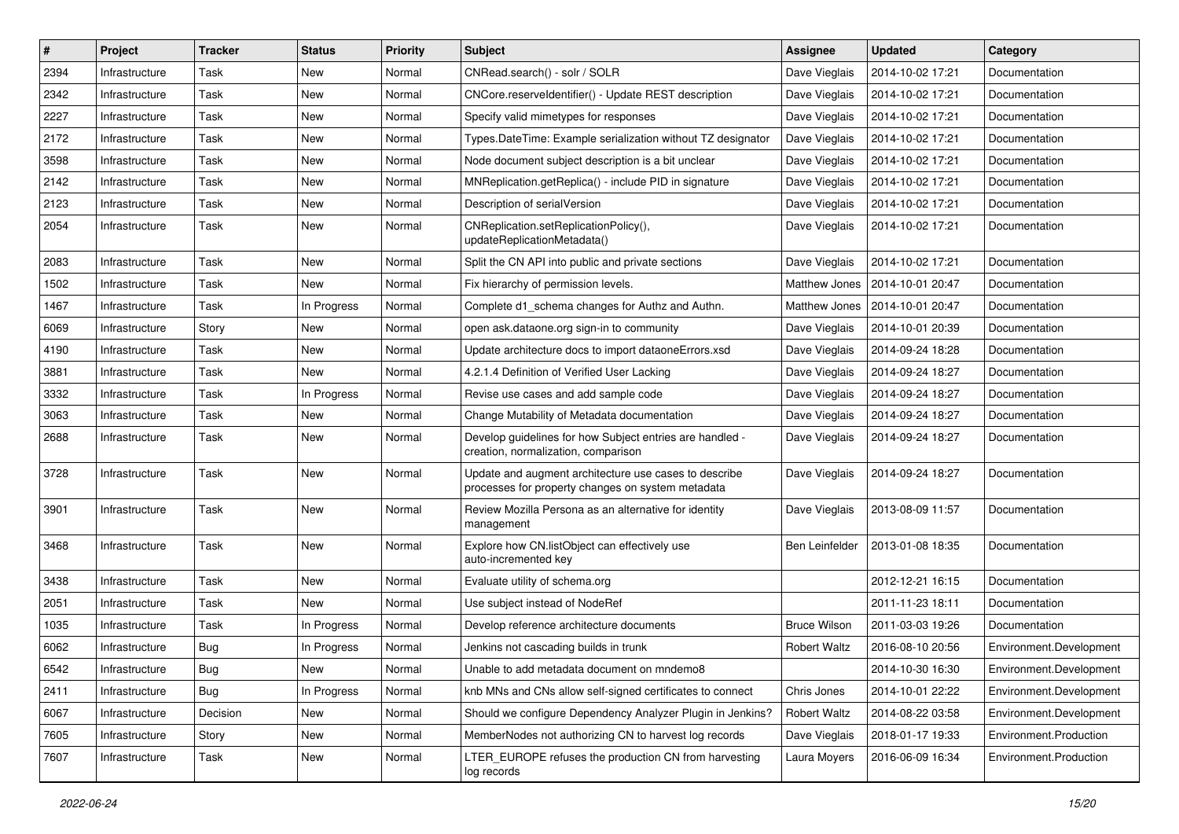| # | Project | Tracker | Status | Priority | Subject | Assignee | Updated | Category |
|---|---|---|---|---|---|---|---|---|
| 2394 | Infrastructure | Task | New | Normal | CNRead.search() - solr / SOLR | Dave Vieglais | 2014-10-02 17:21 | Documentation |
| 2342 | Infrastructure | Task | New | Normal | CNCore.reserveIdentifier() - Update REST description | Dave Vieglais | 2014-10-02 17:21 | Documentation |
| 2227 | Infrastructure | Task | New | Normal | Specify valid mimetypes for responses | Dave Vieglais | 2014-10-02 17:21 | Documentation |
| 2172 | Infrastructure | Task | New | Normal | Types.DateTime: Example serialization without TZ designator | Dave Vieglais | 2014-10-02 17:21 | Documentation |
| 3598 | Infrastructure | Task | New | Normal | Node document subject description is a bit unclear | Dave Vieglais | 2014-10-02 17:21 | Documentation |
| 2142 | Infrastructure | Task | New | Normal | MNReplication.getReplica() - include PID in signature | Dave Vieglais | 2014-10-02 17:21 | Documentation |
| 2123 | Infrastructure | Task | New | Normal | Description of serialVersion | Dave Vieglais | 2014-10-02 17:21 | Documentation |
| 2054 | Infrastructure | Task | New | Normal | CNReplication.setReplicationPolicy(), updateReplicationMetadata() | Dave Vieglais | 2014-10-02 17:21 | Documentation |
| 2083 | Infrastructure | Task | New | Normal | Split the CN API into public and private sections | Dave Vieglais | 2014-10-02 17:21 | Documentation |
| 1502 | Infrastructure | Task | New | Normal | Fix hierarchy of permission levels. | Matthew Jones | 2014-10-01 20:47 | Documentation |
| 1467 | Infrastructure | Task | In Progress | Normal | Complete d1_schema changes for Authz and Authn. | Matthew Jones | 2014-10-01 20:47 | Documentation |
| 6069 | Infrastructure | Story | New | Normal | open ask.dataone.org sign-in to community | Dave Vieglais | 2014-10-01 20:39 | Documentation |
| 4190 | Infrastructure | Task | New | Normal | Update architecture docs to import dataoneErrors.xsd | Dave Vieglais | 2014-09-24 18:28 | Documentation |
| 3881 | Infrastructure | Task | New | Normal | 4.2.1.4 Definition of Verified User Lacking | Dave Vieglais | 2014-09-24 18:27 | Documentation |
| 3332 | Infrastructure | Task | In Progress | Normal | Revise use cases and add sample code | Dave Vieglais | 2014-09-24 18:27 | Documentation |
| 3063 | Infrastructure | Task | New | Normal | Change Mutability of Metadata documentation | Dave Vieglais | 2014-09-24 18:27 | Documentation |
| 2688 | Infrastructure | Task | New | Normal | Develop guidelines for how Subject entries are handled - creation, normalization, comparison | Dave Vieglais | 2014-09-24 18:27 | Documentation |
| 3728 | Infrastructure | Task | New | Normal | Update and augment architecture use cases to describe processes for property changes on system metadata | Dave Vieglais | 2014-09-24 18:27 | Documentation |
| 3901 | Infrastructure | Task | New | Normal | Review Mozilla Persona as an alternative for identity management | Dave Vieglais | 2013-08-09 11:57 | Documentation |
| 3468 | Infrastructure | Task | New | Normal | Explore how CN.listObject can effectively use auto-incremented key | Ben Leinfelder | 2013-01-08 18:35 | Documentation |
| 3438 | Infrastructure | Task | New | Normal | Evaluate utility of schema.org | | 2012-12-21 16:15 | Documentation |
| 2051 | Infrastructure | Task | New | Normal | Use subject instead of NodeRef | | 2011-11-23 18:11 | Documentation |
| 1035 | Infrastructure | Task | In Progress | Normal | Develop reference architecture documents | Bruce Wilson | 2011-03-03 19:26 | Documentation |
| 6062 | Infrastructure | Bug | In Progress | Normal | Jenkins not cascading builds in trunk | Robert Waltz | 2016-08-10 20:56 | Environment.Development |
| 6542 | Infrastructure | Bug | New | Normal | Unable to add metadata document on mndemo8 | | 2014-10-30 16:30 | Environment.Development |
| 2411 | Infrastructure | Bug | In Progress | Normal | knb MNs and CNs allow self-signed certificates to connect | Chris Jones | 2014-10-01 22:22 | Environment.Development |
| 6067 | Infrastructure | Decision | New | Normal | Should we configure Dependency Analyzer Plugin in Jenkins? | Robert Waltz | 2014-08-22 03:58 | Environment.Development |
| 7605 | Infrastructure | Story | New | Normal | MemberNodes not authorizing CN to harvest log records | Dave Vieglais | 2018-01-17 19:33 | Environment.Production |
| 7607 | Infrastructure | Task | New | Normal | LTER_EUROPE refuses the production CN from harvesting log records | Laura Moyers | 2016-06-09 16:34 | Environment.Production |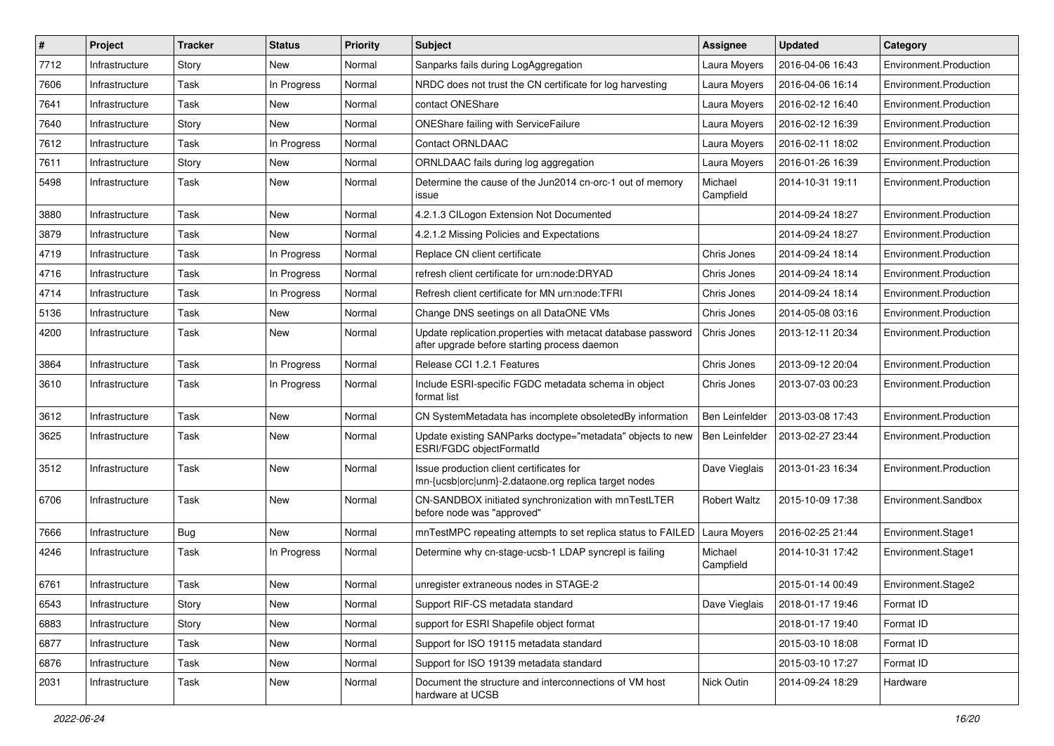| # | Project | Tracker | Status | Priority | Subject | Assignee | Updated | Category |
|---|---|---|---|---|---|---|---|---|
| 7712 | Infrastructure | Story | New | Normal | Sanparks fails during LogAggregation | Laura Moyers | 2016-04-06 16:43 | Environment.Production |
| 7606 | Infrastructure | Task | In Progress | Normal | NRDC does not trust the CN certificate for log harvesting | Laura Moyers | 2016-04-06 16:14 | Environment.Production |
| 7641 | Infrastructure | Task | New | Normal | contact ONEShare | Laura Moyers | 2016-02-12 16:40 | Environment.Production |
| 7640 | Infrastructure | Story | New | Normal | ONEShare failing with ServiceFailure | Laura Moyers | 2016-02-12 16:39 | Environment.Production |
| 7612 | Infrastructure | Task | In Progress | Normal | Contact ORNLDAAC | Laura Moyers | 2016-02-11 18:02 | Environment.Production |
| 7611 | Infrastructure | Story | New | Normal | ORNLDAAC fails during log aggregation | Laura Moyers | 2016-01-26 16:39 | Environment.Production |
| 5498 | Infrastructure | Task | New | Normal | Determine the cause of the Jun2014 cn-orc-1 out of memory issue | Michael Campfield | 2014-10-31 19:11 | Environment.Production |
| 3880 | Infrastructure | Task | New | Normal | 4.2.1.3 CILogon Extension Not Documented | | 2014-09-24 18:27 | Environment.Production |
| 3879 | Infrastructure | Task | New | Normal | 4.2.1.2 Missing Policies and Expectations | | 2014-09-24 18:27 | Environment.Production |
| 4719 | Infrastructure | Task | In Progress | Normal | Replace CN client certificate | Chris Jones | 2014-09-24 18:14 | Environment.Production |
| 4716 | Infrastructure | Task | In Progress | Normal | refresh client certificate for urn:node:DRYAD | Chris Jones | 2014-09-24 18:14 | Environment.Production |
| 4714 | Infrastructure | Task | In Progress | Normal | Refresh client certificate for MN urn:node:TFRI | Chris Jones | 2014-09-24 18:14 | Environment.Production |
| 5136 | Infrastructure | Task | New | Normal | Change DNS seetings on all DataONE VMs | Chris Jones | 2014-05-08 03:16 | Environment.Production |
| 4200 | Infrastructure | Task | New | Normal | Update replication.properties with metacat database password after upgrade before starting process daemon | Chris Jones | 2013-12-11 20:34 | Environment.Production |
| 3864 | Infrastructure | Task | In Progress | Normal | Release CCI 1.2.1 Features | Chris Jones | 2013-09-12 20:04 | Environment.Production |
| 3610 | Infrastructure | Task | In Progress | Normal | Include ESRI-specific FGDC metadata schema in object format list | Chris Jones | 2013-07-03 00:23 | Environment.Production |
| 3612 | Infrastructure | Task | New | Normal | CN SystemMetadata has incomplete obsoletedBy information | Ben Leinfelder | 2013-03-08 17:43 | Environment.Production |
| 3625 | Infrastructure | Task | New | Normal | Update existing SANParks doctype="metadata" objects to new ESRI/FGDC objectFormatId | Ben Leinfelder | 2013-02-27 23:44 | Environment.Production |
| 3512 | Infrastructure | Task | New | Normal | Issue production client certificates for mn-{ucsb\|orc\|unm}-2.dataone.org replica target nodes | Dave Vieglais | 2013-01-23 16:34 | Environment.Production |
| 6706 | Infrastructure | Task | New | Normal | CN-SANDBOX initiated synchronization with mnTestLTER before node was "approved" | Robert Waltz | 2015-10-09 17:38 | Environment.Sandbox |
| 7666 | Infrastructure | Bug | New | Normal | mnTestMPC repeating attempts to set replica status to FAILED | Laura Moyers | 2016-02-25 21:44 | Environment.Stage1 |
| 4246 | Infrastructure | Task | In Progress | Normal | Determine why cn-stage-ucsb-1 LDAP syncrepl is failing | Michael Campfield | 2014-10-31 17:42 | Environment.Stage1 |
| 6761 | Infrastructure | Task | New | Normal | unregister extraneous nodes in STAGE-2 | | 2015-01-14 00:49 | Environment.Stage2 |
| 6543 | Infrastructure | Story | New | Normal | Support RIF-CS metadata standard | Dave Vieglais | 2018-01-17 19:46 | Format ID |
| 6883 | Infrastructure | Story | New | Normal | support for ESRI Shapefile object format | | 2018-01-17 19:40 | Format ID |
| 6877 | Infrastructure | Task | New | Normal | Support for ISO 19115 metadata standard | | 2015-03-10 18:08 | Format ID |
| 6876 | Infrastructure | Task | New | Normal | Support for ISO 19139 metadata standard | | 2015-03-10 17:27 | Format ID |
| 2031 | Infrastructure | Task | New | Normal | Document the structure and interconnections of VM host hardware at UCSB | Nick Outin | 2014-09-24 18:29 | Hardware |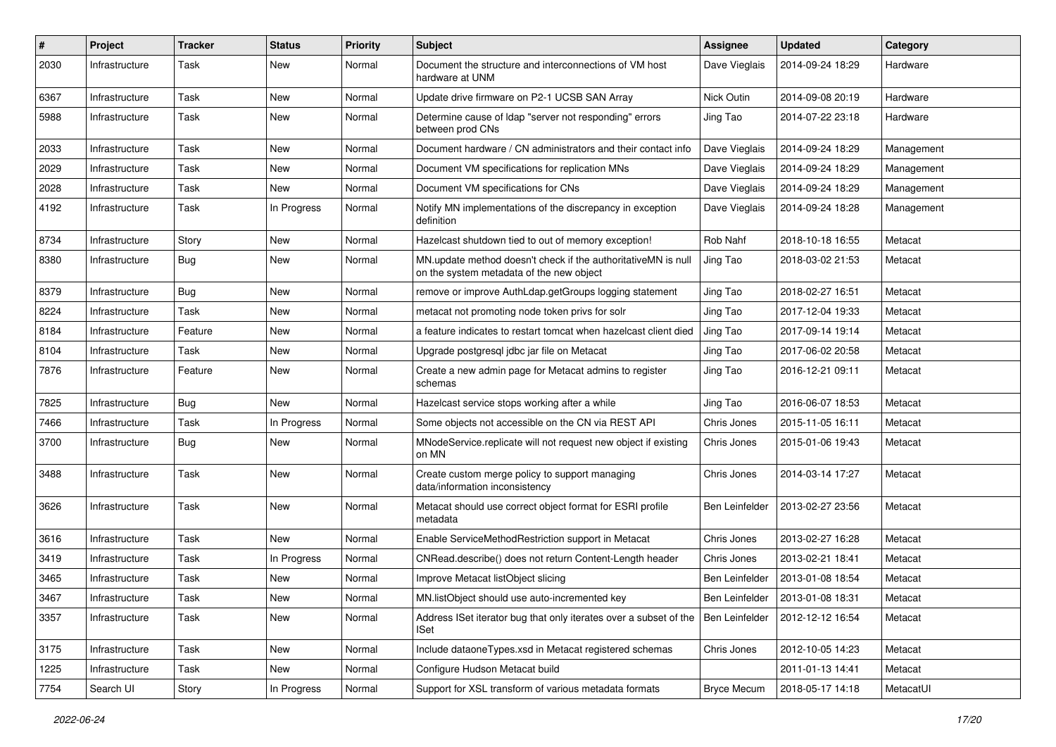| # | Project | Tracker | Status | Priority | Subject | Assignee | Updated | Category |
|---|---|---|---|---|---|---|---|---|
| 2030 | Infrastructure | Task | New | Normal | Document the structure and interconnections of VM host hardware at UNM | Dave Vieglais | 2014-09-24 18:29 | Hardware |
| 6367 | Infrastructure | Task | New | Normal | Update drive firmware on P2-1 UCSB SAN Array | Nick Outin | 2014-09-08 20:19 | Hardware |
| 5988 | Infrastructure | Task | New | Normal | Determine cause of ldap "server not responding" errors between prod CNs | Jing Tao | 2014-07-22 23:18 | Hardware |
| 2033 | Infrastructure | Task | New | Normal | Document hardware / CN administrators and their contact info | Dave Vieglais | 2014-09-24 18:29 | Management |
| 2029 | Infrastructure | Task | New | Normal | Document VM specifications for replication MNs | Dave Vieglais | 2014-09-24 18:29 | Management |
| 2028 | Infrastructure | Task | New | Normal | Document VM specifications for CNs | Dave Vieglais | 2014-09-24 18:29 | Management |
| 4192 | Infrastructure | Task | In Progress | Normal | Notify MN implementations of the discrepancy in exception definition | Dave Vieglais | 2014-09-24 18:28 | Management |
| 8734 | Infrastructure | Story | New | Normal | Hazelcast shutdown tied to out of memory exception! | Rob Nahf | 2018-10-18 16:55 | Metacat |
| 8380 | Infrastructure | Bug | New | Normal | MN.update method doesn't check if the authoritativeMN is null on the system metadata of the new object | Jing Tao | 2018-03-02 21:53 | Metacat |
| 8379 | Infrastructure | Bug | New | Normal | remove or improve AuthLdap.getGroups logging statement | Jing Tao | 2018-02-27 16:51 | Metacat |
| 8224 | Infrastructure | Task | New | Normal | metacat not promoting node token privs for solr | Jing Tao | 2017-12-04 19:33 | Metacat |
| 8184 | Infrastructure | Feature | New | Normal | a feature indicates to restart tomcat when hazelcast client died | Jing Tao | 2017-09-14 19:14 | Metacat |
| 8104 | Infrastructure | Task | New | Normal | Upgrade postgresql jdbc jar file on Metacat | Jing Tao | 2017-06-02 20:58 | Metacat |
| 7876 | Infrastructure | Feature | New | Normal | Create a new admin page for Metacat admins to register schemas | Jing Tao | 2016-12-21 09:11 | Metacat |
| 7825 | Infrastructure | Bug | New | Normal | Hazelcast service stops working after a while | Jing Tao | 2016-06-07 18:53 | Metacat |
| 7466 | Infrastructure | Task | In Progress | Normal | Some objects not accessible on the CN via REST API | Chris Jones | 2015-11-05 16:11 | Metacat |
| 3700 | Infrastructure | Bug | New | Normal | MNodeService.replicate will not request new object if existing on MN | Chris Jones | 2015-01-06 19:43 | Metacat |
| 3488 | Infrastructure | Task | New | Normal | Create custom merge policy to support managing data/information inconsistency | Chris Jones | 2014-03-14 17:27 | Metacat |
| 3626 | Infrastructure | Task | New | Normal | Metacat should use correct object format for ESRI profile metadata | Ben Leinfelder | 2013-02-27 23:56 | Metacat |
| 3616 | Infrastructure | Task | New | Normal | Enable ServiceMethodRestriction support in Metacat | Chris Jones | 2013-02-27 16:28 | Metacat |
| 3419 | Infrastructure | Task | In Progress | Normal | CNRead.describe() does not return Content-Length header | Chris Jones | 2013-02-21 18:41 | Metacat |
| 3465 | Infrastructure | Task | New | Normal | Improve Metacat listObject slicing | Ben Leinfelder | 2013-01-08 18:54 | Metacat |
| 3467 | Infrastructure | Task | New | Normal | MN.listObject should use auto-incremented key | Ben Leinfelder | 2013-01-08 18:31 | Metacat |
| 3357 | Infrastructure | Task | New | Normal | Address ISet iterator bug that only iterates over a subset of the ISet | Ben Leinfelder | 2012-12-12 16:54 | Metacat |
| 3175 | Infrastructure | Task | New | Normal | Include dataoneTypes.xsd in Metacat registered schemas | Chris Jones | 2012-10-05 14:23 | Metacat |
| 1225 | Infrastructure | Task | New | Normal | Configure Hudson Metacat build | | 2011-01-13 14:41 | Metacat |
| 7754 | Search UI | Story | In Progress | Normal | Support for XSL transform of various metadata formats | Bryce Mecum | 2018-05-17 14:18 | MetacatUI |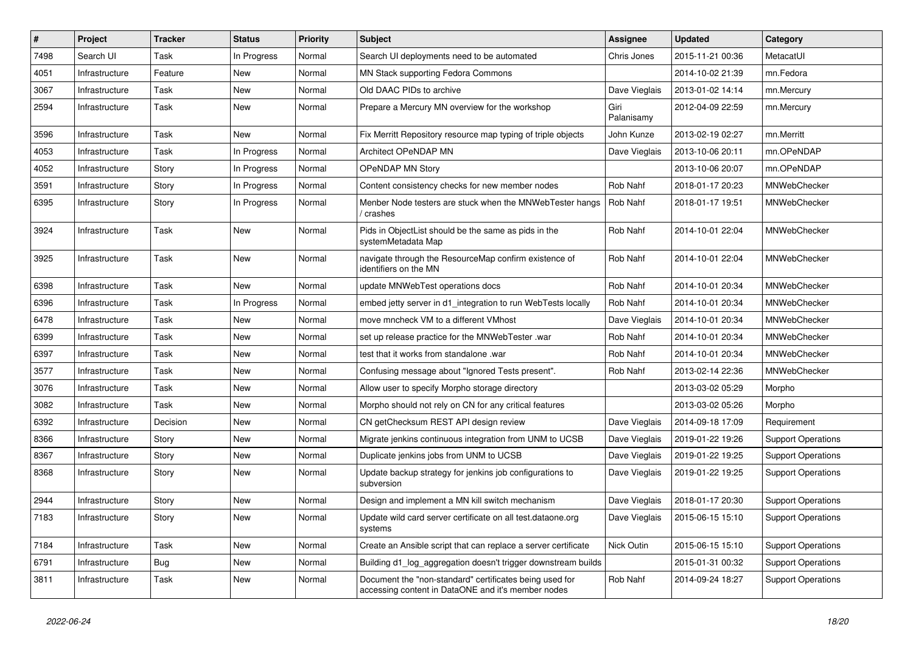| # | Project | Tracker | Status | Priority | Subject | Assignee | Updated | Category |
|---|---|---|---|---|---|---|---|---|
| 7498 | Search UI | Task | In Progress | Normal | Search UI deployments need to be automated | Chris Jones | 2015-11-21 00:36 | MetacatUI |
| 4051 | Infrastructure | Feature | New | Normal | MN Stack supporting Fedora Commons | | 2014-10-02 21:39 | mn.Fedora |
| 3067 | Infrastructure | Task | New | Normal | Old DAAC PIDs to archive | Dave Vieglais | 2013-01-02 14:14 | mn.Mercury |
| 2594 | Infrastructure | Task | New | Normal | Prepare a Mercury MN overview for the workshop | Giri Palanisamy | 2012-04-09 22:59 | mn.Mercury |
| 3596 | Infrastructure | Task | New | Normal | Fix Merritt Repository resource map typing of triple objects | John Kunze | 2013-02-19 02:27 | mn.Merritt |
| 4053 | Infrastructure | Task | In Progress | Normal | Architect OPeNDAP MN | Dave Vieglais | 2013-10-06 20:11 | mn.OPeNDAP |
| 4052 | Infrastructure | Story | In Progress | Normal | OPeNDAP MN Story | | 2013-10-06 20:07 | mn.OPeNDAP |
| 3591 | Infrastructure | Story | In Progress | Normal | Content consistency checks for new member nodes | Rob Nahf | 2018-01-17 20:23 | MNWebChecker |
| 6395 | Infrastructure | Story | In Progress | Normal | Menber Node testers are stuck when the MNWebTester hangs / crashes | Rob Nahf | 2018-01-17 19:51 | MNWebChecker |
| 3924 | Infrastructure | Task | New | Normal | Pids in ObjectList should be the same as pids in the systemMetadata Map | Rob Nahf | 2014-10-01 22:04 | MNWebChecker |
| 3925 | Infrastructure | Task | New | Normal | navigate through the ResourceMap confirm existence of identifiers on the MN | Rob Nahf | 2014-10-01 22:04 | MNWebChecker |
| 6398 | Infrastructure | Task | New | Normal | update MNWebTest operations docs | Rob Nahf | 2014-10-01 20:34 | MNWebChecker |
| 6396 | Infrastructure | Task | In Progress | Normal | embed jetty server in d1_integration to run WebTests locally | Rob Nahf | 2014-10-01 20:34 | MNWebChecker |
| 6478 | Infrastructure | Task | New | Normal | move mncheck VM to a different VMhost | Dave Vieglais | 2014-10-01 20:34 | MNWebChecker |
| 6399 | Infrastructure | Task | New | Normal | set up release practice for the MNWebTester .war | Rob Nahf | 2014-10-01 20:34 | MNWebChecker |
| 6397 | Infrastructure | Task | New | Normal | test that it works from standalone .war | Rob Nahf | 2014-10-01 20:34 | MNWebChecker |
| 3577 | Infrastructure | Task | New | Normal | Confusing message about "Ignored Tests present". | Rob Nahf | 2013-02-14 22:36 | MNWebChecker |
| 3076 | Infrastructure | Task | New | Normal | Allow user to specify Morpho storage directory | | 2013-03-02 05:29 | Morpho |
| 3082 | Infrastructure | Task | New | Normal | Morpho should not rely on CN for any critical features | | 2013-03-02 05:26 | Morpho |
| 6392 | Infrastructure | Decision | New | Normal | CN getChecksum REST API design review | Dave Vieglais | 2014-09-18 17:09 | Requirement |
| 8366 | Infrastructure | Story | New | Normal | Migrate jenkins continuous integration from UNM to UCSB | Dave Vieglais | 2019-01-22 19:26 | Support Operations |
| 8367 | Infrastructure | Story | New | Normal | Duplicate jenkins jobs from UNM to UCSB | Dave Vieglais | 2019-01-22 19:25 | Support Operations |
| 8368 | Infrastructure | Story | New | Normal | Update backup strategy for jenkins job configurations to subversion | Dave Vieglais | 2019-01-22 19:25 | Support Operations |
| 2944 | Infrastructure | Story | New | Normal | Design and implement a MN kill switch mechanism | Dave Vieglais | 2018-01-17 20:30 | Support Operations |
| 7183 | Infrastructure | Story | New | Normal | Update wild card server certificate on all test.dataone.org systems | Dave Vieglais | 2015-06-15 15:10 | Support Operations |
| 7184 | Infrastructure | Task | New | Normal | Create an Ansible script that can replace a server certificate | Nick Outin | 2015-06-15 15:10 | Support Operations |
| 6791 | Infrastructure | Bug | New | Normal | Building d1_log_aggregation doesn't trigger downstream builds | | 2015-01-31 00:32 | Support Operations |
| 3811 | Infrastructure | Task | New | Normal | Document the "non-standard" certificates being used for accessing content in DataONE and it's member nodes | Rob Nahf | 2014-09-24 18:27 | Support Operations |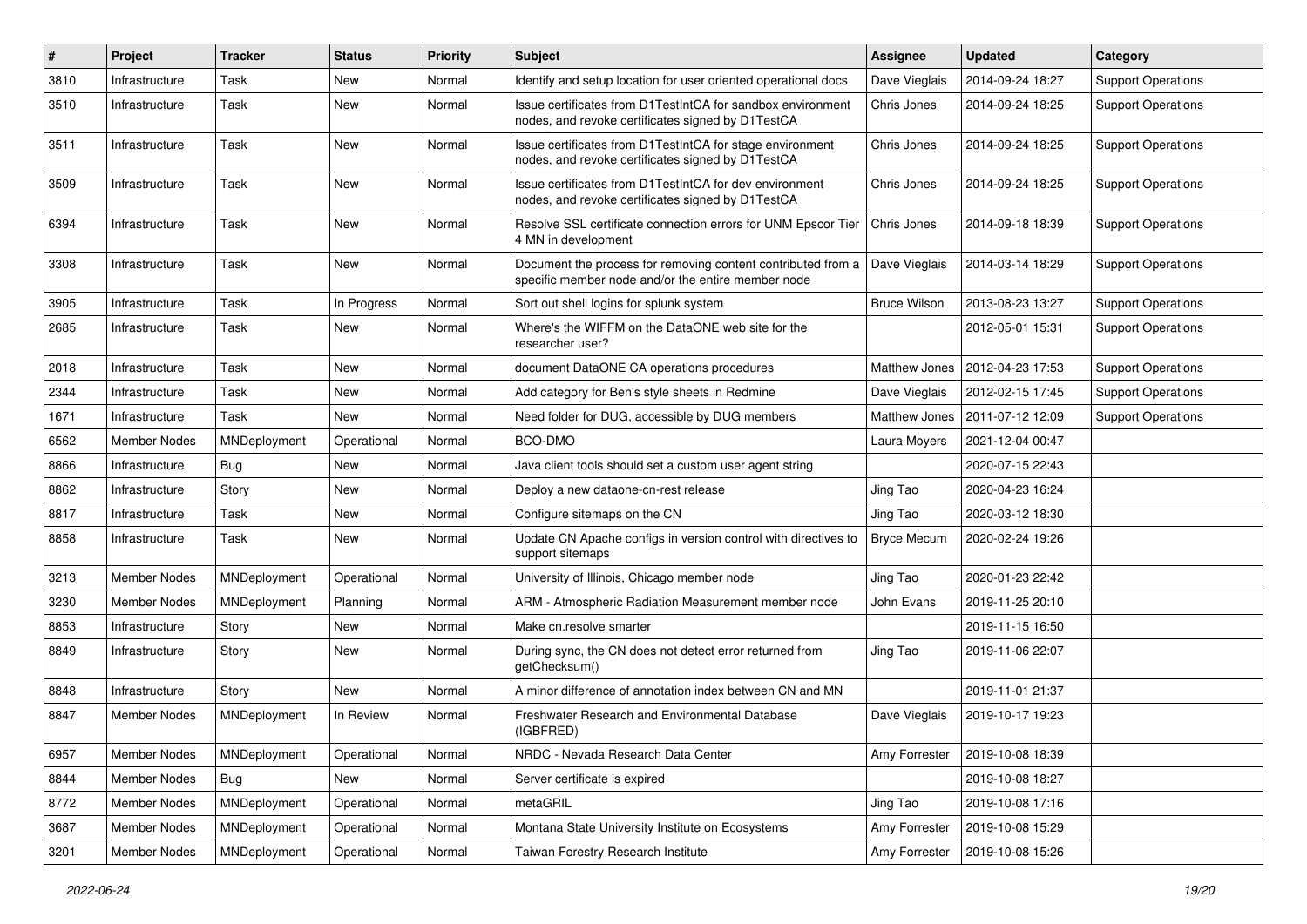| # | Project | Tracker | Status | Priority | Subject | Assignee | Updated | Category |
|---|---|---|---|---|---|---|---|---|
| 3810 | Infrastructure | Task | New | Normal | Identify and setup location for user oriented operational docs | Dave Vieglais | 2014-09-24 18:27 | Support Operations |
| 3510 | Infrastructure | Task | New | Normal | Issue certificates from D1TestIntCA for sandbox environment nodes, and revoke certificates signed by D1TestCA | Chris Jones | 2014-09-24 18:25 | Support Operations |
| 3511 | Infrastructure | Task | New | Normal | Issue certificates from D1TestIntCA for stage environment nodes, and revoke certificates signed by D1TestCA | Chris Jones | 2014-09-24 18:25 | Support Operations |
| 3509 | Infrastructure | Task | New | Normal | Issue certificates from D1TestIntCA for dev environment nodes, and revoke certificates signed by D1TestCA | Chris Jones | 2014-09-24 18:25 | Support Operations |
| 6394 | Infrastructure | Task | New | Normal | Resolve SSL certificate connection errors for UNM Epscor Tier 4 MN in development | Chris Jones | 2014-09-18 18:39 | Support Operations |
| 3308 | Infrastructure | Task | New | Normal | Document the process for removing content contributed from a specific member node and/or the entire member node | Dave Vieglais | 2014-03-14 18:29 | Support Operations |
| 3905 | Infrastructure | Task | In Progress | Normal | Sort out shell logins for splunk system | Bruce Wilson | 2013-08-23 13:27 | Support Operations |
| 2685 | Infrastructure | Task | New | Normal | Where's the WIFFM on the DataONE web site for the researcher user? | | 2012-05-01 15:31 | Support Operations |
| 2018 | Infrastructure | Task | New | Normal | document DataONE CA operations procedures | Matthew Jones | 2012-04-23 17:53 | Support Operations |
| 2344 | Infrastructure | Task | New | Normal | Add category for Ben's style sheets in Redmine | Dave Vieglais | 2012-02-15 17:45 | Support Operations |
| 1671 | Infrastructure | Task | New | Normal | Need folder for DUG, accessible by DUG members | Matthew Jones | 2011-07-12 12:09 | Support Operations |
| 6562 | Member Nodes | MNDeployment | Operational | Normal | BCO-DMO | Laura Moyers | 2021-12-04 00:47 | |
| 8866 | Infrastructure | Bug | New | Normal | Java client tools should set a custom user agent string | | 2020-07-15 22:43 | |
| 8862 | Infrastructure | Story | New | Normal | Deploy a new dataone-cn-rest release | Jing Tao | 2020-04-23 16:24 | |
| 8817 | Infrastructure | Task | New | Normal | Configure sitemaps on the CN | Jing Tao | 2020-03-12 18:30 | |
| 8858 | Infrastructure | Task | New | Normal | Update CN Apache configs in version control with directives to support sitemaps | Bryce Mecum | 2020-02-24 19:26 | |
| 3213 | Member Nodes | MNDeployment | Operational | Normal | University of Illinois, Chicago member node | Jing Tao | 2020-01-23 22:42 | |
| 3230 | Member Nodes | MNDeployment | Planning | Normal | ARM - Atmospheric Radiation Measurement member node | John Evans | 2019-11-25 20:10 | |
| 8853 | Infrastructure | Story | New | Normal | Make cn.resolve smarter | | 2019-11-15 16:50 | |
| 8849 | Infrastructure | Story | New | Normal | During sync, the CN does not detect error returned from getChecksum() | Jing Tao | 2019-11-06 22:07 | |
| 8848 | Infrastructure | Story | New | Normal | A minor difference of annotation index between CN and MN | | 2019-11-01 21:37 | |
| 8847 | Member Nodes | MNDeployment | In Review | Normal | Freshwater Research and Environmental Database (IGBFRED) | Dave Vieglais | 2019-10-17 19:23 | |
| 6957 | Member Nodes | MNDeployment | Operational | Normal | NRDC - Nevada Research Data Center | Amy Forrester | 2019-10-08 18:39 | |
| 8844 | Member Nodes | Bug | New | Normal | Server certificate is expired | | 2019-10-08 18:27 | |
| 8772 | Member Nodes | MNDeployment | Operational | Normal | metaGRIL | Jing Tao | 2019-10-08 17:16 | |
| 3687 | Member Nodes | MNDeployment | Operational | Normal | Montana State University Institute on Ecosystems | Amy Forrester | 2019-10-08 15:29 | |
| 3201 | Member Nodes | MNDeployment | Operational | Normal | Taiwan Forestry Research Institute | Amy Forrester | 2019-10-08 15:26 | |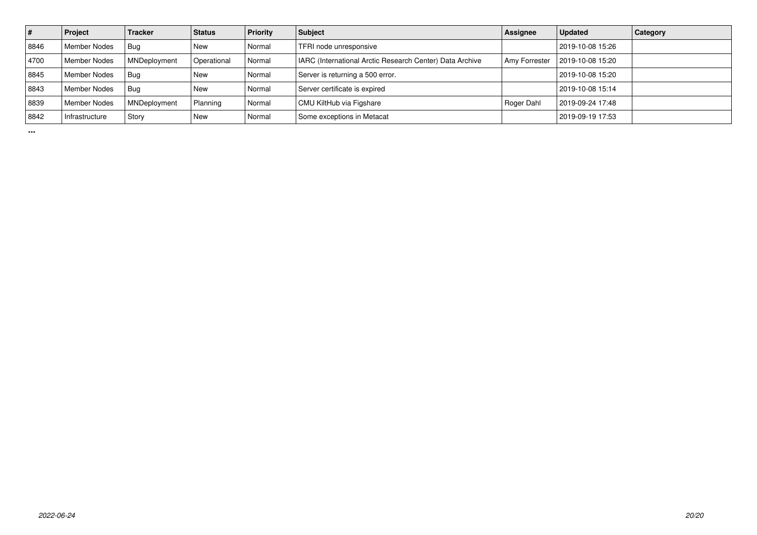| # | Project | Tracker | Status | Priority | Subject | Assignee | Updated | Category |
|---|---|---|---|---|---|---|---|---|
| 8846 | Member Nodes | Bug | New | Normal | TFRI node unresponsive | | 2019-10-08 15:26 | |
| 4700 | Member Nodes | MNDeployment | Operational | Normal | IARC (International Arctic Research Center) Data Archive | Amy Forrester | 2019-10-08 15:20 | |
| 8845 | Member Nodes | Bug | New | Normal | Server is returning a 500 error. | | 2019-10-08 15:20 | |
| 8843 | Member Nodes | Bug | New | Normal | Server certificate is expired | | 2019-10-08 15:14 | |
| 8839 | Member Nodes | MNDeployment | Planning | Normal | CMU KiltHub via Figshare | Roger Dahl | 2019-09-24 17:48 | |
| 8842 | Infrastructure | Story | New | Normal | Some exceptions in Metacat | | 2019-09-19 17:53 | |

...